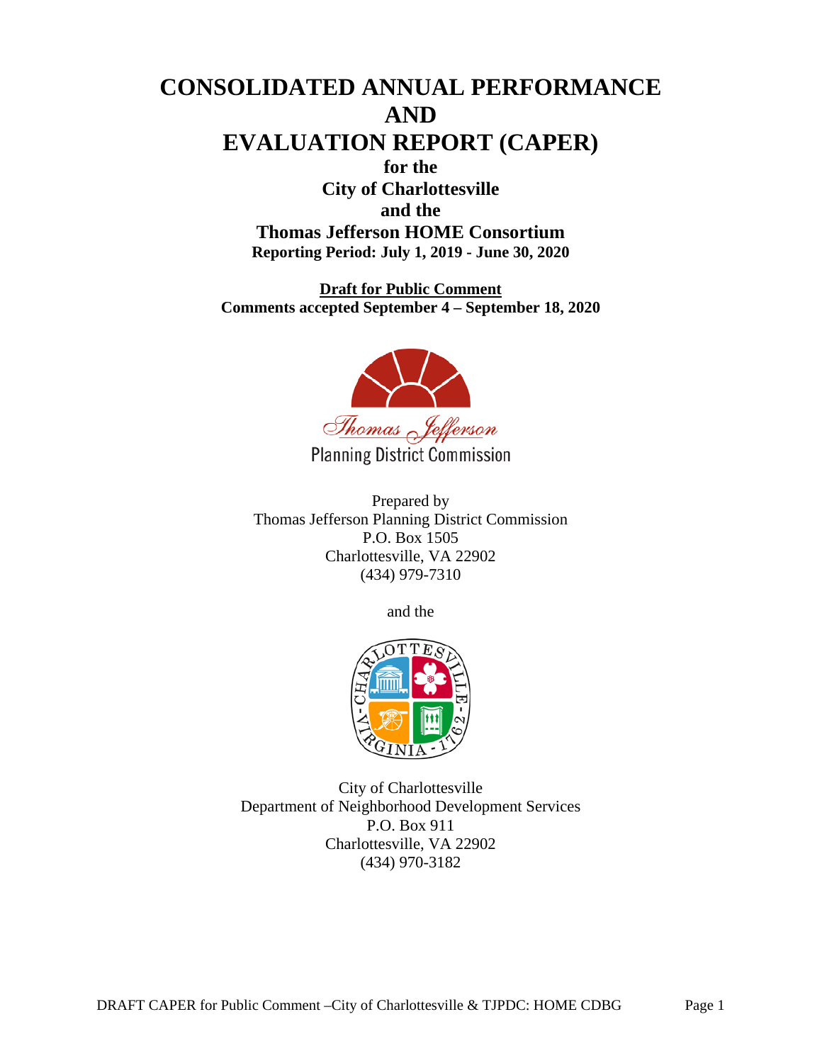# CONSOLIDATED ANNUAL PERFORMANCE AND EVALUATION REPORT (CAPER)

**for the**
**City of Charlottesville**
**and the**
**Thomas Jefferson HOME Consortium**
**Reporting Period: July 1, 2019 - June 30, 2020**

**Draft for Public Comment**
**Comments accepted September 4 – September 18, 2020**

Thomas Jefferson
Planning District Commission

Prepared by
Thomas Jefferson Planning District Commission
P.O. Box 1505
Charlottesville, VA 22902
(434) 979-7310

and the

City of Charlottesville
Department of Neighborhood Development Services
P.O. Box 911
Charlottesville, VA 22902
(434) 970-3182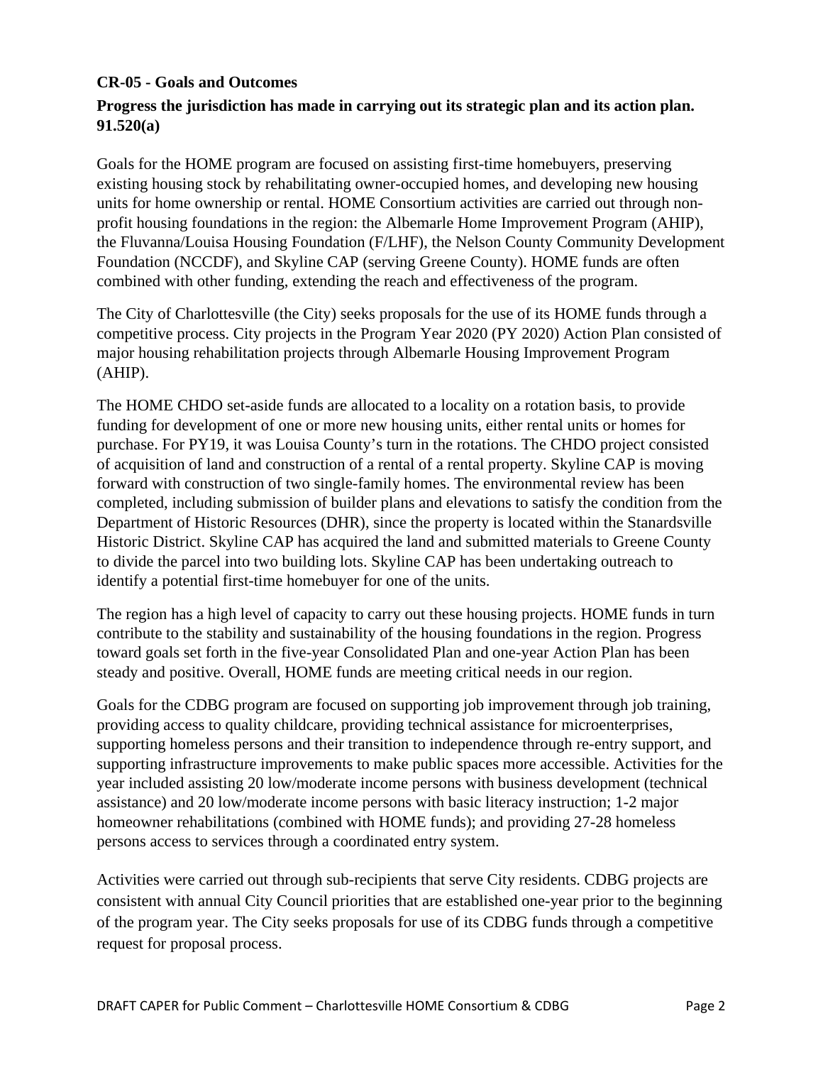**CR-05 - Goals and Outcomes**

**Progress the jurisdiction has made in carrying out its strategic plan and its action plan. 91.520(a)**

Goals for the HOME program are focused on assisting first-time homebuyers, preserving existing housing stock by rehabilitating owner-occupied homes, and developing new housing units for home ownership or rental. HOME Consortium activities are carried out through non-profit housing foundations in the region: the Albemarle Home Improvement Program (AHIP), the Fluvanna/Louisa Housing Foundation (F/LHF), the Nelson County Community Development Foundation (NCCDF), and Skyline CAP (serving Greene County). HOME funds are often combined with other funding, extending the reach and effectiveness of the program.

The City of Charlottesville (the City) seeks proposals for the use of its HOME funds through a competitive process. City projects in the Program Year 2020 (PY 2020) Action Plan consisted of major housing rehabilitation projects through Albemarle Housing Improvement Program (AHIP).

The HOME CHDO set-aside funds are allocated to a locality on a rotation basis, to provide funding for development of one or more new housing units, either rental units or homes for purchase. For PY19, it was Louisa County's turn in the rotations. The CHDO project consisted of acquisition of land and construction of a rental of a rental property. Skyline CAP is moving forward with construction of two single-family homes. The environmental review has been completed, including submission of builder plans and elevations to satisfy the condition from the Department of Historic Resources (DHR), since the property is located within the Stanardsville Historic District. Skyline CAP has acquired the land and submitted materials to Greene County to divide the parcel into two building lots. Skyline CAP has been undertaking outreach to identify a potential first-time homebuyer for one of the units.

The region has a high level of capacity to carry out these housing projects. HOME funds in turn contribute to the stability and sustainability of the housing foundations in the region. Progress toward goals set forth in the five-year Consolidated Plan and one-year Action Plan has been steady and positive. Overall, HOME funds are meeting critical needs in our region.

Goals for the CDBG program are focused on supporting job improvement through job training, providing access to quality childcare, providing technical assistance for microenterprises, supporting homeless persons and their transition to independence through re-entry support, and supporting infrastructure improvements to make public spaces more accessible. Activities for the year included assisting 20 low/moderate income persons with business development (technical assistance) and 20 low/moderate income persons with basic literacy instruction; 1-2 major homeowner rehabilitations (combined with HOME funds); and providing 27-28 homeless persons access to services through a coordinated entry system.

Activities were carried out through sub-recipients that serve City residents. CDBG projects are consistent with annual City Council priorities that are established one-year prior to the beginning of the program year. The City seeks proposals for use of its CDBG funds through a competitive request for proposal process.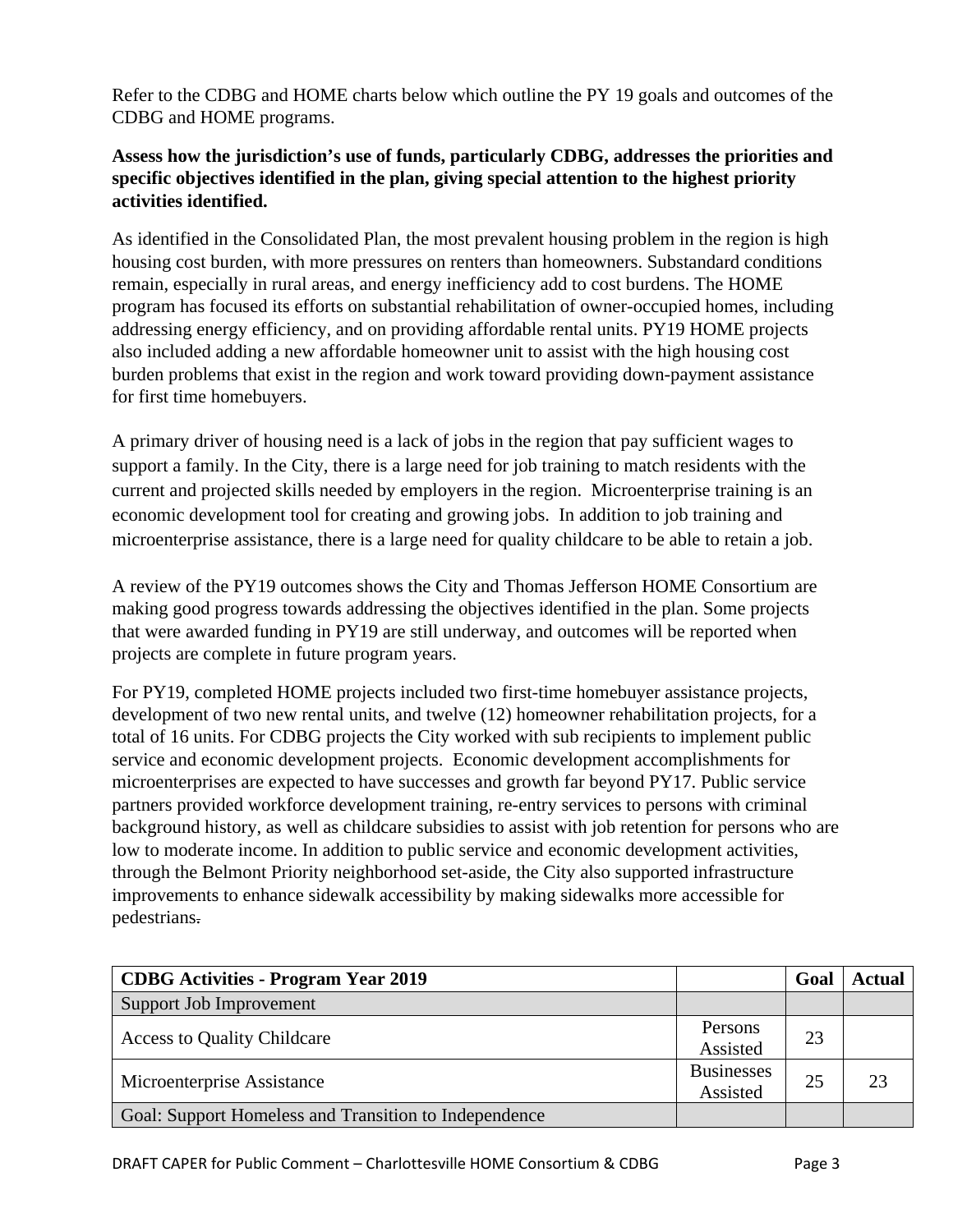Refer to the CDBG and HOME charts below which outline the PY 19 goals and outcomes of the CDBG and HOME programs.

**Assess how the jurisdiction's use of funds, particularly CDBG, addresses the priorities and specific objectives identified in the plan, giving special attention to the highest priority activities identified.**

As identified in the Consolidated Plan, the most prevalent housing problem in the region is high housing cost burden, with more pressures on renters than homeowners. Substandard conditions remain, especially in rural areas, and energy inefficiency add to cost burdens. The HOME program has focused its efforts on substantial rehabilitation of owner-occupied homes, including addressing energy efficiency, and on providing affordable rental units. PY19 HOME projects also included adding a new affordable homeowner unit to assist with the high housing cost burden problems that exist in the region and work toward providing down-payment assistance for first time homebuyers.

A primary driver of housing need is a lack of jobs in the region that pay sufficient wages to support a family. In the City, there is a large need for job training to match residents with the current and projected skills needed by employers in the region. Microenterprise training is an economic development tool for creating and growing jobs. In addition to job training and microenterprise assistance, there is a large need for quality childcare to be able to retain a job.

A review of the PY19 outcomes shows the City and Thomas Jefferson HOME Consortium are making good progress towards addressing the objectives identified in the plan. Some projects that were awarded funding in PY19 are still underway, and outcomes will be reported when projects are complete in future program years.

For PY19, completed HOME projects included two first-time homebuyer assistance projects, development of two new rental units, and twelve (12) homeowner rehabilitation projects, for a total of 16 units. For CDBG projects the City worked with sub recipients to implement public service and economic development projects. Economic development accomplishments for microenterprises are expected to have successes and growth far beyond PY17. Public service partners provided workforce development training, re-entry services to persons with criminal background history, as well as childcare subsidies to assist with job retention for persons who are low to moderate income. In addition to public service and economic development activities, through the Belmont Priority neighborhood set-aside, the City also supported infrastructure improvements to enhance sidewalk accessibility by making sidewalks more accessible for pedestrians.

| **CDBG Activities - Program Year 2019** | | **Goal** | **Actual** |
|---|---|---|---|
| Support Job Improvement | | | |
| Access to Quality Childcare | Persons Assisted | 23 | |
| Microenterprise Assistance | Businesses Assisted | 25 | 23 |
| Goal: Support Homeless and Transition to Independence | | | |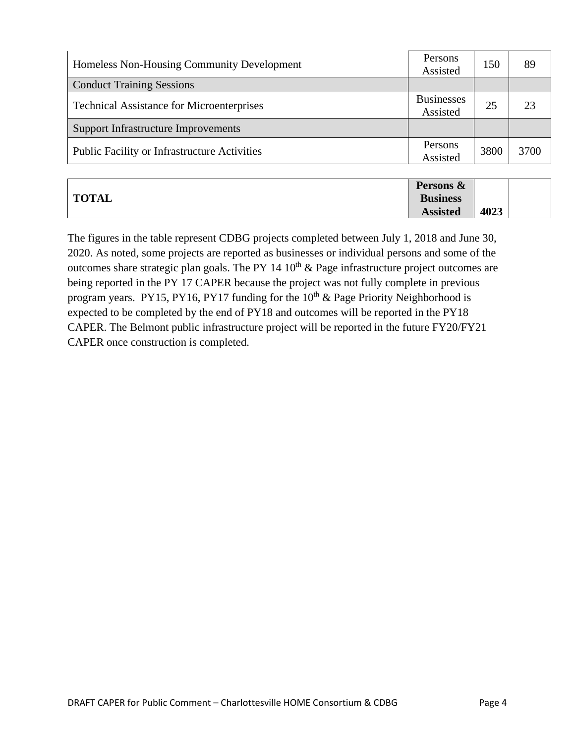| | | | |
|---|---|---|---|
| Homeless Non-Housing Community Development | Persons Assisted | 150 | 89 |
| Conduct Training Sessions | | | |
| Technical Assistance for Microenterprises | Businesses Assisted | 25 | 23 |
| Support Infrastructure Improvements | | | |
| Public Facility or Infrastructure Activities | Persons Assisted | 3800 | 3700 |

| | | | |
|---|---|---|---|
| **TOTAL** | **Persons & Business Assisted** | **4023** | |

The figures in the table represent CDBG projects completed between July 1, 2018 and June 30, 2020. As noted, some projects are reported as businesses or individual persons and some of the outcomes share strategic plan goals. The PY 14 10th & Page infrastructure project outcomes are being reported in the PY 17 CAPER because the project was not fully complete in previous program years. PY15, PY16, PY17 funding for the 10th & Page Priority Neighborhood is expected to be completed by the end of PY18 and outcomes will be reported in the PY18 CAPER. The Belmont public infrastructure project will be reported in the future FY20/FY21 CAPER once construction is completed.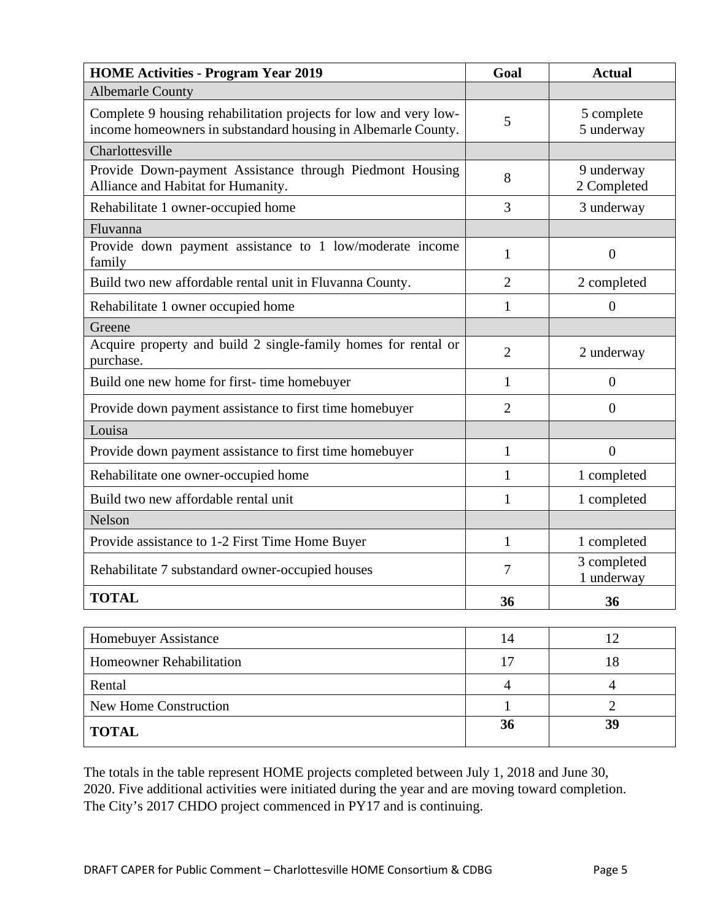| HOME Activities - Program Year 2019 | Goal | Actual |
|---|---|---|
| Albemarle County | | |
| Complete 9 housing rehabilitation projects for low and very low-income homeowners in substandard housing in Albemarle County. | 5 | 5 complete<br>5 underway |
| Charlottesville | | |
| Provide Down-payment Assistance through Piedmont Housing Alliance and Habitat for Humanity. | 8 | 9 underway<br>2 Completed |
| Rehabilitate 1 owner-occupied home | 3 | 3 underway |
| Fluvanna | | |
| Provide down payment assistance to 1 low/moderate income family | 1 | 0 |
| Build two new affordable rental unit in Fluvanna County. | 2 | 2 completed |
| Rehabilitate 1 owner occupied home | 1 | 0 |
| Greene | | |
| Acquire property and build 2 single-family homes for rental or purchase. | 2 | 2 underway |
| Build one new home for first- time homebuyer | 1 | 0 |
| Provide down payment assistance to first time homebuyer | 2 | 0 |
| Louisa | | |
| Provide down payment assistance to first time homebuyer | 1 | 0 |
| Rehabilitate one owner-occupied home | 1 | 1 completed |
| Build two new affordable rental unit | 1 | 1 completed |
| Nelson | | |
| Provide assistance to 1-2 First Time Home Buyer | 1 | 1 completed |
| Rehabilitate 7 substandard owner-occupied houses | 7 | 3 completed<br>1 underway |
| **TOTAL** | **36** | **36** |

| | | |
|---|---|---|
| Homebuyer Assistance | 14 | 12 |
| Homeowner Rehabilitation | 17 | 18 |
| Rental | 4 | 4 |
| New Home Construction | 1 | 2 |
| **TOTAL** | **36** | **39** |

The totals in the table represent HOME projects completed between July 1, 2018 and June 30, 2020. Five additional activities were initiated during the year and are moving toward completion. The City's 2017 CHDO project commenced in PY17 and is continuing.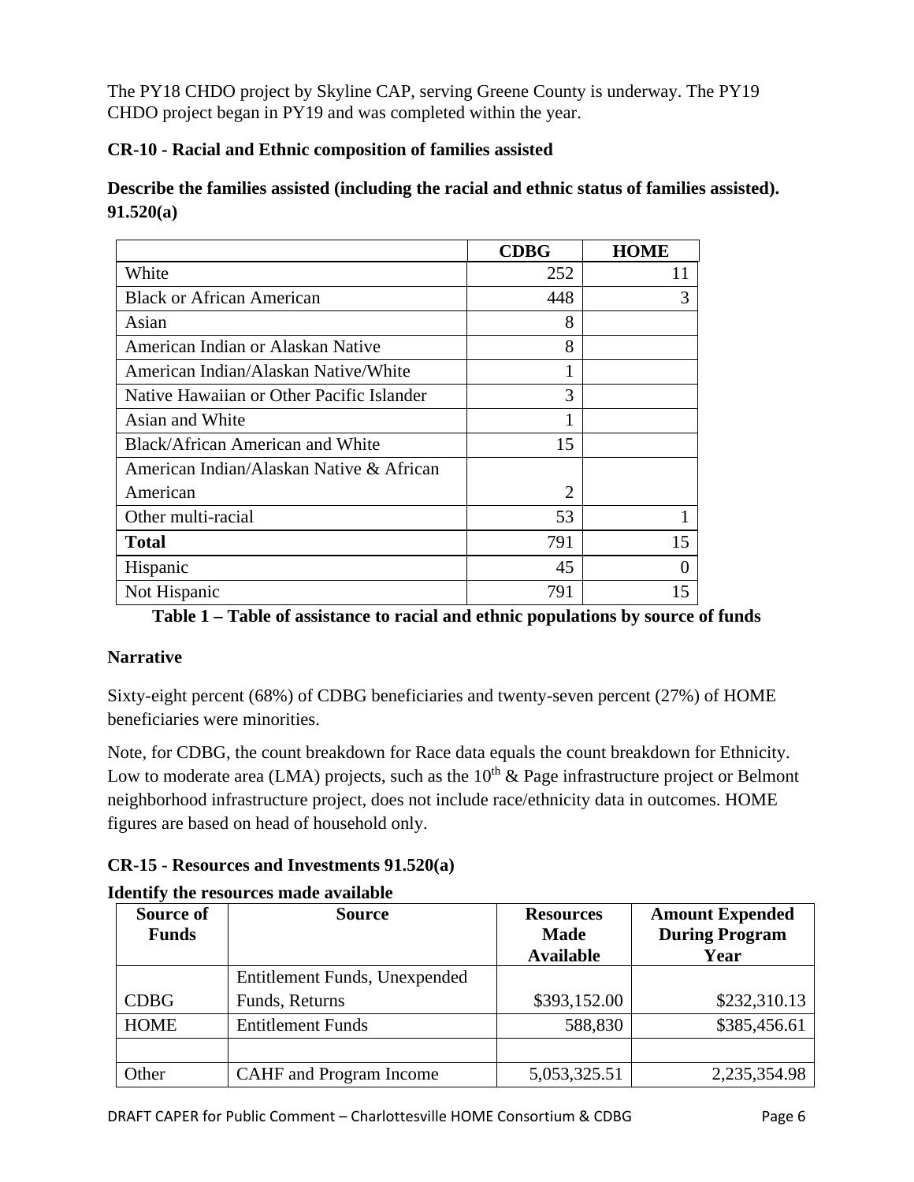The PY18 CHDO project by Skyline CAP, serving Greene County is underway. The PY19 CHDO project began in PY19 and was completed within the year.

## CR-10 - Racial and Ethnic composition of families assisted

**Describe the families assisted (including the racial and ethnic status of families assisted). 91.520(a)**

| | CDBG | HOME |
|---|---|---|
| White | 252 | 11 |
| Black or African American | 448 | 3 |
| Asian | 8 | |
| American Indian or Alaskan Native | 8 | |
| American Indian/Alaskan Native/White | 1 | |
| Native Hawaiian or Other Pacific Islander | 3 | |
| Asian and White | 1 | |
| Black/African American and White | 15 | |
| American Indian/Alaskan Native & African American | 2 | |
| Other multi-racial | 53 | 1 |
| **Total** | 791 | 15 |
| Hispanic | 45 | 0 |
| Not Hispanic | 791 | 15 |

**Table 1 – Table of assistance to racial and ethnic populations by source of funds**

### Narrative

Sixty-eight percent (68%) of CDBG beneficiaries and twenty-seven percent (27%) of HOME beneficiaries were minorities.

Note, for CDBG, the count breakdown for Race data equals the count breakdown for Ethnicity. Low to moderate area (LMA) projects, such as the 10th & Page infrastructure project or Belmont neighborhood infrastructure project, does not include race/ethnicity data in outcomes. HOME figures are based on head of household only.

## CR-15 - Resources and Investments 91.520(a)

**Identify the resources made available**

| Source of Funds | Source | Resources Made Available | Amount Expended During Program Year |
|---|---|---|---|
| CDBG | Entitlement Funds, Unexpended Funds, Returns | $393,152.00 | $232,310.13 |
| HOME | Entitlement Funds | 588,830 | $385,456.61 |
| | | | |
| Other | CAHF and Program Income | 5,053,325.51 | 2,235,354.98 |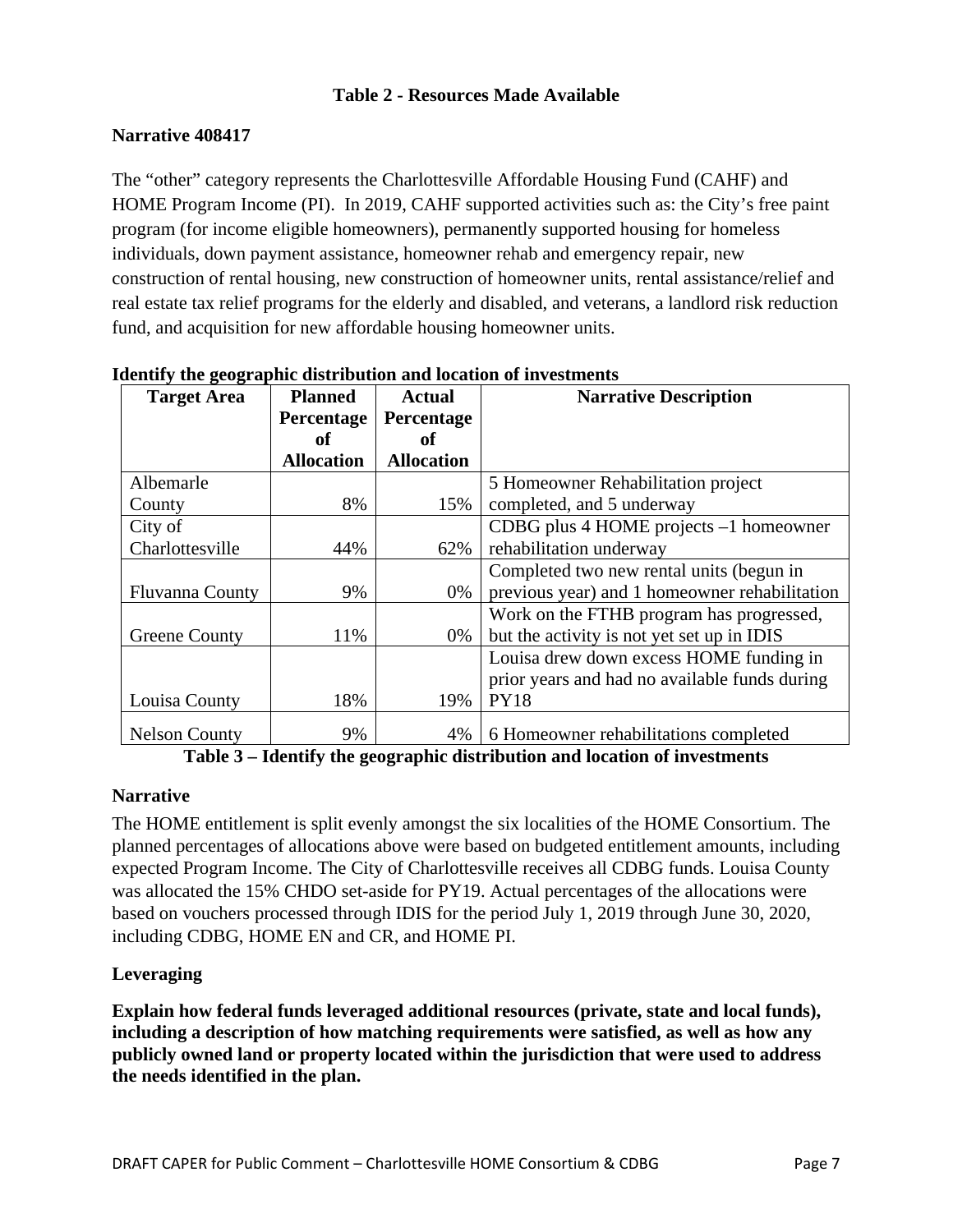**Table 2 - Resources Made Available**

**Narrative 408417**

The "other" category represents the Charlottesville Affordable Housing Fund (CAHF) and HOME Program Income (PI). In 2019, CAHF supported activities such as: the City's free paint program (for income eligible homeowners), permanently supported housing for homeless individuals, down payment assistance, homeowner rehab and emergency repair, new construction of rental housing, new construction of homeowner units, rental assistance/relief and real estate tax relief programs for the elderly and disabled, and veterans, a landlord risk reduction fund, and acquisition for new affordable housing homeowner units.

**Identify the geographic distribution and location of investments**

| Target Area | Planned Percentage of Allocation | Actual Percentage of Allocation | Narrative Description |
|---|---|---|---|
| Albemarle County | 8% | 15% | 5 Homeowner Rehabilitation project completed, and 5 underway |
| City of Charlottesville | 44% | 62% | CDBG plus 4 HOME projects –1 homeowner rehabilitation underway |
| Fluvanna County | 9% | 0% | Completed two new rental units (begun in previous year) and 1 homeowner rehabilitation |
| Greene County | 11% | 0% | Work on the FTHB program has progressed, but the activity is not yet set up in IDIS |
| Louisa County | 18% | 19% | Louisa drew down excess HOME funding in prior years and had no available funds during PY18 |
| Nelson County | 9% | 4% | 6 Homeowner rehabilitations completed |

**Table 3 – Identify the geographic distribution and location of investments**

**Narrative**

The HOME entitlement is split evenly amongst the six localities of the HOME Consortium. The planned percentages of allocations above were based on budgeted entitlement amounts, including expected Program Income. The City of Charlottesville receives all CDBG funds. Louisa County was allocated the 15% CHDO set-aside for PY19. Actual percentages of the allocations were based on vouchers processed through IDIS for the period July 1, 2019 through June 30, 2020, including CDBG, HOME EN and CR, and HOME PI.

**Leveraging**

**Explain how federal funds leveraged additional resources (private, state and local funds), including a description of how matching requirements were satisfied, as well as how any publicly owned land or property located within the jurisdiction that were used to address the needs identified in the plan.**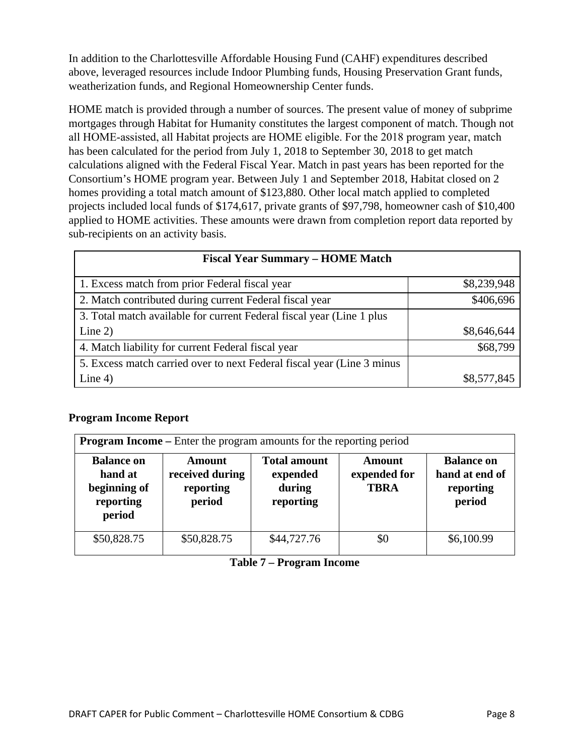In addition to the Charlottesville Affordable Housing Fund (CAHF) expenditures described above, leveraged resources include Indoor Plumbing funds, Housing Preservation Grant funds, weatherization funds, and Regional Homeownership Center funds.

HOME match is provided through a number of sources. The present value of money of subprime mortgages through Habitat for Humanity constitutes the largest component of match. Though not all HOME-assisted, all Habitat projects are HOME eligible. For the 2018 program year, match has been calculated for the period from July 1, 2018 to September 30, 2018 to get match calculations aligned with the Federal Fiscal Year. Match in past years has been reported for the Consortium's HOME program year. Between July 1 and September 2018, Habitat closed on 2 homes providing a total match amount of $123,880. Other local match applied to completed projects included local funds of $174,617, private grants of $97,798, homeowner cash of $10,400 applied to HOME activities. These amounts were drawn from completion report data reported by sub-recipients on an activity basis.

| **Fiscal Year Summary – HOME Match** | |
|---|---|
| 1. Excess match from prior Federal fiscal year | $8,239,948 |
| 2. Match contributed during current Federal fiscal year | $406,696 |
| 3. Total match available for current Federal fiscal year (Line 1 plus Line 2) | $8,646,644 |
| 4. Match liability for current Federal fiscal year | $68,799 |
| 5. Excess match carried over to next Federal fiscal year (Line 3 minus Line 4) | $8,577,845 |

**Program Income Report**

| **Program Income –** Enter the program amounts for the reporting period | | | | |
|---|---|---|---|---|
| **Balance on hand at beginning of reporting period** | **Amount received during reporting period** | **Total amount expended during reporting** | **Amount expended for TBRA** | **Balance on hand at end of reporting period** |
| $50,828.75 | $50,828.75 | $44,727.76 | $0 | $6,100.99 |

**Table 7 – Program Income**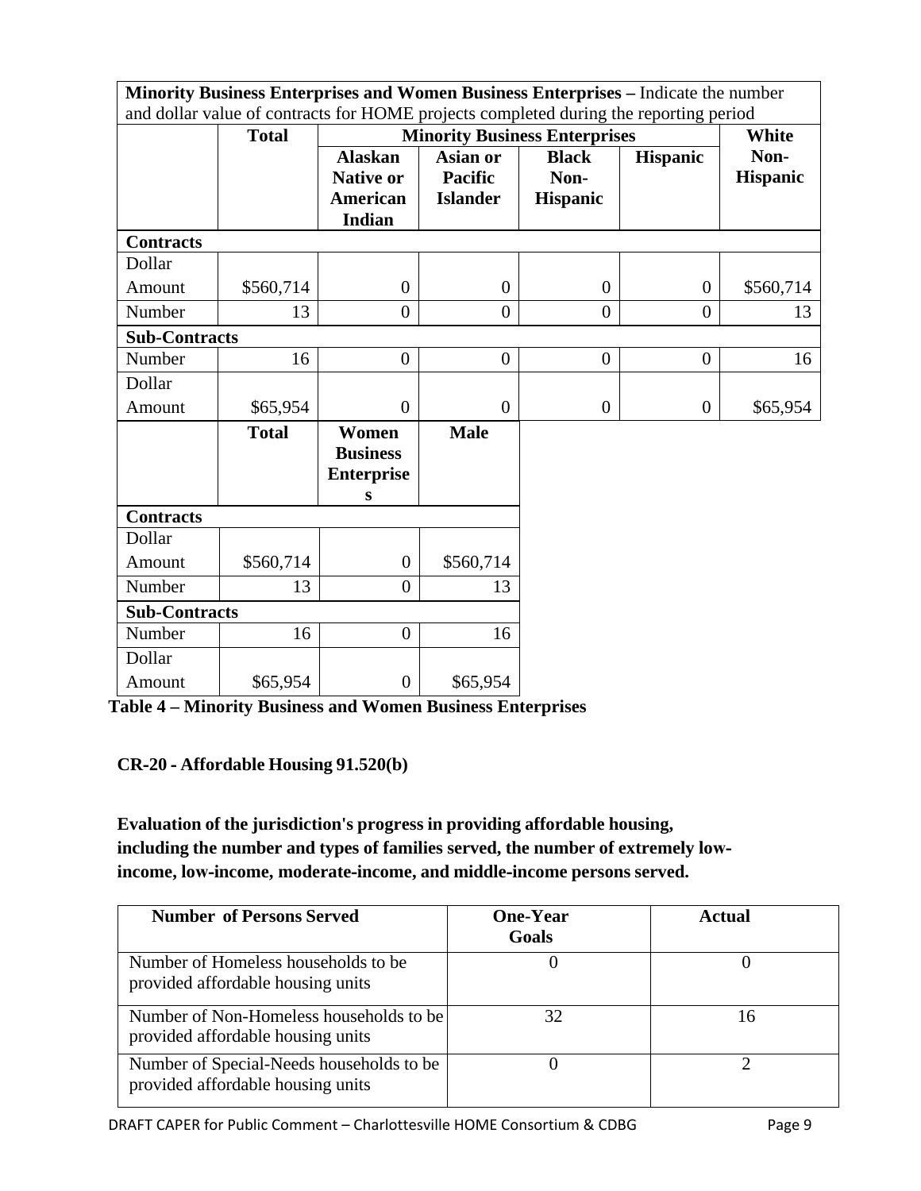| Minority Business Enterprises and Women Business Enterprises – Indicate the number and dollar value of contracts for HOME projects completed during the reporting period | | | | | | |
|---|---|---|---|---|---|---|
| | **Total** | **Minority Business Enterprises** | | | | **White Non-Hispanic** |
| | | **Alaskan Native or American Indian** | **Asian or Pacific Islander** | **Black Non-Hispanic** | **Hispanic** | |
| **Contracts** | | | | | | |
| Dollar Amount | $560,714 | 0 | 0 | 0 | 0 | $560,714 |
| Number | 13 | 0 | 0 | 0 | 0 | 13 |
| **Sub-Contracts** | | | | | | |
| Number | 16 | 0 | 0 | 0 | 0 | 16 |
| Dollar Amount | $65,954 | 0 | 0 | 0 | 0 | $65,954 |

| | **Total** | **Women Business Enterprises** | **Male** |
|---|---|---|---|
| **Contracts** | | | |
| Dollar Amount | $560,714 | 0 | $560,714 |
| Number | 13 | 0 | 13 |
| **Sub-Contracts** | | | |
| Number | 16 | 0 | 16 |
| Dollar Amount | $65,954 | 0 | $65,954 |

**Table 4 – Minority Business and Women Business Enterprises**

## CR-20 - Affordable Housing 91.520(b)

**Evaluation of the jurisdiction's progress in providing affordable housing, including the number and types of families served, the number of extremely low-income, low-income, moderate-income, and middle-income persons served.**

| Number of Persons Served | One-Year Goals | Actual |
|---|---|---|
| Number of Homeless households to be provided affordable housing units | 0 | 0 |
| Number of Non-Homeless households to be provided affordable housing units | 32 | 16 |
| Number of Special-Needs households to be provided affordable housing units | 0 | 2 |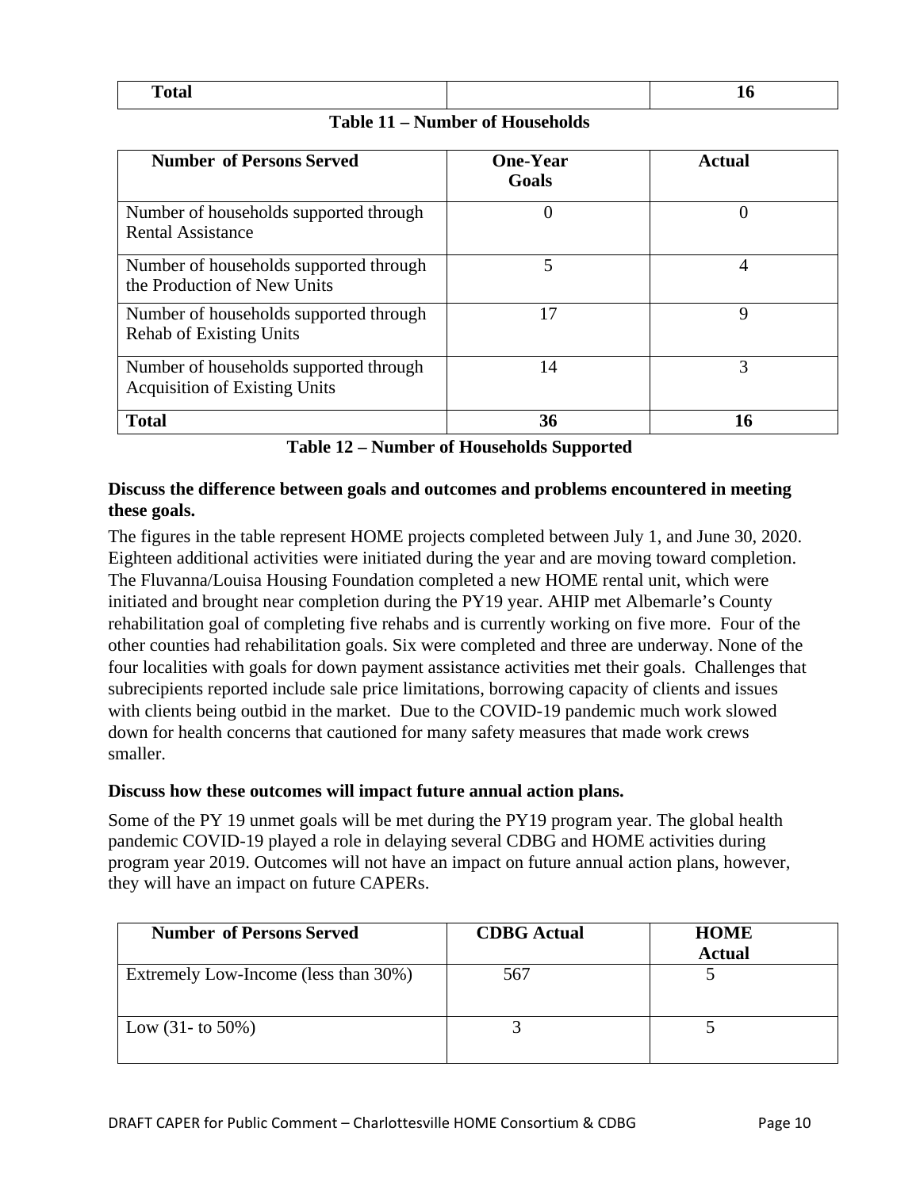| Total | | 16 |
|---|---|---|

**Table 11 – Number of Households**

| Number of Persons Served | One-Year Goals | Actual |
|---|---|---|
| Number of households supported through Rental Assistance | 0 | 0 |
| Number of households supported through the Production of New Units | 5 | 4 |
| Number of households supported through Rehab of Existing Units | 17 | 9 |
| Number of households supported through Acquisition of Existing Units | 14 | 3 |
| **Total** | **36** | **16** |

**Table 12 – Number of Households Supported**

**Discuss the difference between goals and outcomes and problems encountered in meeting these goals.**

The figures in the table represent HOME projects completed between July 1, and June 30, 2020. Eighteen additional activities were initiated during the year and are moving toward completion. The Fluvanna/Louisa Housing Foundation completed a new HOME rental unit, which were initiated and brought near completion during the PY19 year. AHIP met Albemarle's County rehabilitation goal of completing five rehabs and is currently working on five more. Four of the other counties had rehabilitation goals. Six were completed and three are underway. None of the four localities with goals for down payment assistance activities met their goals. Challenges that subrecipients reported include sale price limitations, borrowing capacity of clients and issues with clients being outbid in the market. Due to the COVID-19 pandemic much work slowed down for health concerns that cautioned for many safety measures that made work crews smaller.

**Discuss how these outcomes will impact future annual action plans.**

Some of the PY 19 unmet goals will be met during the PY19 program year. The global health pandemic COVID-19 played a role in delaying several CDBG and HOME activities during program year 2019. Outcomes will not have an impact on future annual action plans, however, they will have an impact on future CAPERs.

| Number of Persons Served | CDBG Actual | HOME Actual |
|---|---|---|
| Extremely Low-Income (less than 30%) | 567 | 5 |
| Low (31- to 50%) | 3 | 5 |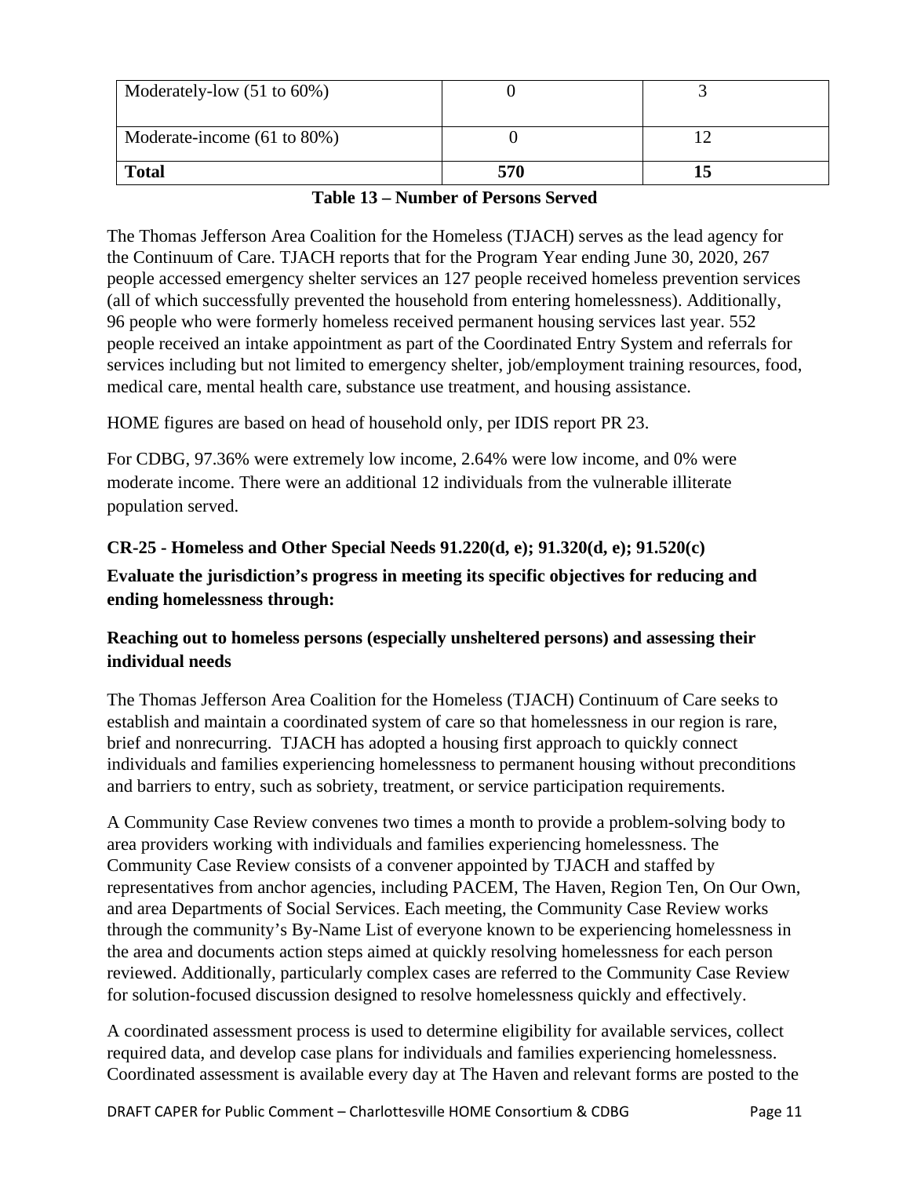| | | |
|---|---|---|
| Moderately-low (51 to 60%) | 0 | 3 |
| Moderate-income (61 to 80%) | 0 | 12 |
| **Total** | **570** | **15** |

**Table 13 – Number of Persons Served**

The Thomas Jefferson Area Coalition for the Homeless (TJACH) serves as the lead agency for the Continuum of Care. TJACH reports that for the Program Year ending June 30, 2020, 267 people accessed emergency shelter services an 127 people received homeless prevention services (all of which successfully prevented the household from entering homelessness). Additionally, 96 people who were formerly homeless received permanent housing services last year. 552 people received an intake appointment as part of the Coordinated Entry System and referrals for services including but not limited to emergency shelter, job/employment training resources, food, medical care, mental health care, substance use treatment, and housing assistance.

HOME figures are based on head of household only, per IDIS report PR 23.

For CDBG, 97.36% were extremely low income, 2.64% were low income, and 0% were moderate income. There were an additional 12 individuals from the vulnerable illiterate population served.

## CR-25 - Homeless and Other Special Needs 91.220(d, e); 91.320(d, e); 91.520(c)

**Evaluate the jurisdiction's progress in meeting its specific objectives for reducing and ending homelessness through:**

**Reaching out to homeless persons (especially unsheltered persons) and assessing their individual needs**

The Thomas Jefferson Area Coalition for the Homeless (TJACH) Continuum of Care seeks to establish and maintain a coordinated system of care so that homelessness in our region is rare, brief and nonrecurring. TJACH has adopted a housing first approach to quickly connect individuals and families experiencing homelessness to permanent housing without preconditions and barriers to entry, such as sobriety, treatment, or service participation requirements.

A Community Case Review convenes two times a month to provide a problem-solving body to area providers working with individuals and families experiencing homelessness. The Community Case Review consists of a convener appointed by TJACH and staffed by representatives from anchor agencies, including PACEM, The Haven, Region Ten, On Our Own, and area Departments of Social Services. Each meeting, the Community Case Review works through the community's By-Name List of everyone known to be experiencing homelessness in the area and documents action steps aimed at quickly resolving homelessness for each person reviewed. Additionally, particularly complex cases are referred to the Community Case Review for solution-focused discussion designed to resolve homelessness quickly and effectively.

A coordinated assessment process is used to determine eligibility for available services, collect required data, and develop case plans for individuals and families experiencing homelessness. Coordinated assessment is available every day at The Haven and relevant forms are posted to the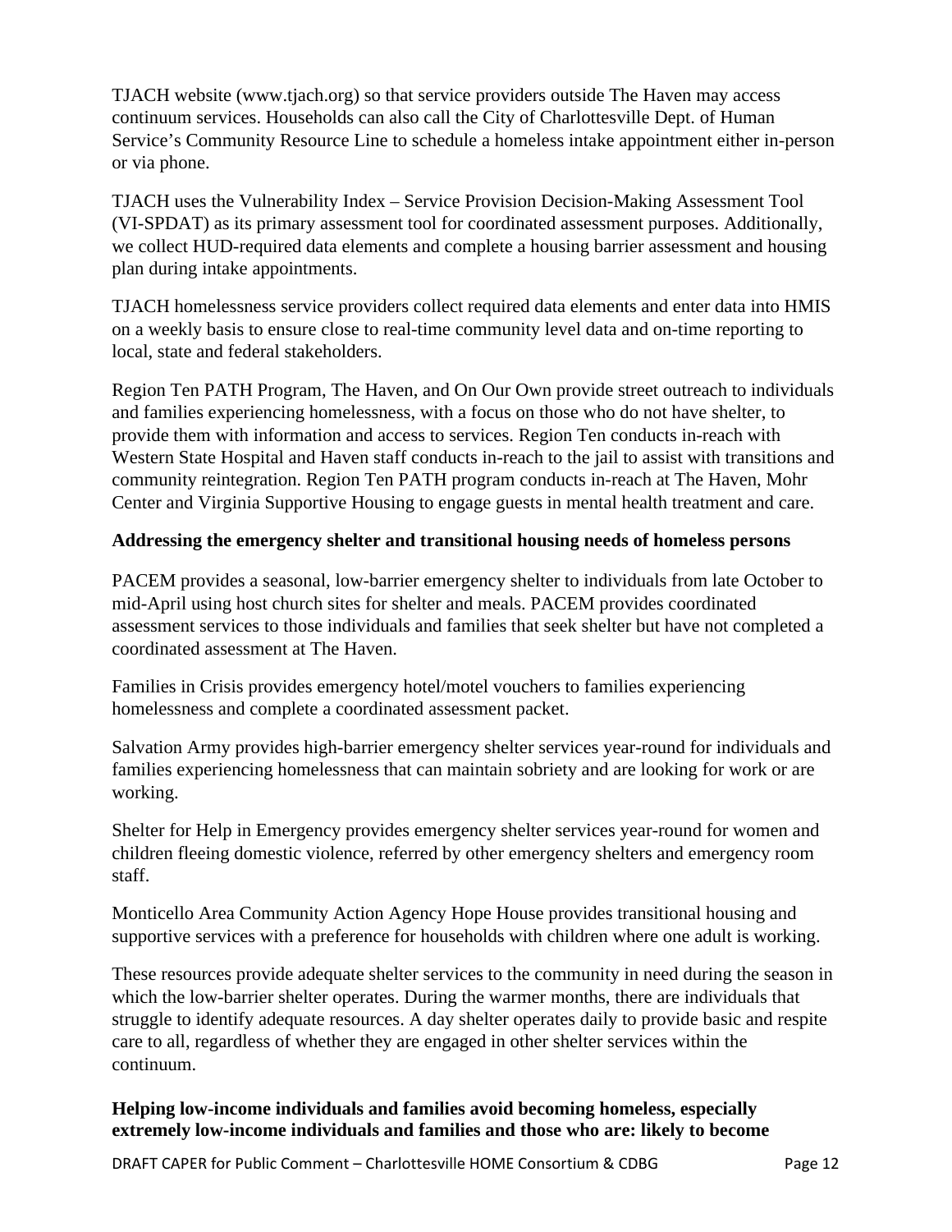TJACH website (www.tjach.org) so that service providers outside The Haven may access continuum services. Households can also call the City of Charlottesville Dept. of Human Service's Community Resource Line to schedule a homeless intake appointment either in-person or via phone.

TJACH uses the Vulnerability Index – Service Provision Decision-Making Assessment Tool (VI-SPDAT) as its primary assessment tool for coordinated assessment purposes. Additionally, we collect HUD-required data elements and complete a housing barrier assessment and housing plan during intake appointments.

TJACH homelessness service providers collect required data elements and enter data into HMIS on a weekly basis to ensure close to real-time community level data and on-time reporting to local, state and federal stakeholders.

Region Ten PATH Program, The Haven, and On Our Own provide street outreach to individuals and families experiencing homelessness, with a focus on those who do not have shelter, to provide them with information and access to services. Region Ten conducts in-reach with Western State Hospital and Haven staff conducts in-reach to the jail to assist with transitions and community reintegration. Region Ten PATH program conducts in-reach at The Haven, Mohr Center and Virginia Supportive Housing to engage guests in mental health treatment and care.

**Addressing the emergency shelter and transitional housing needs of homeless persons**

PACEM provides a seasonal, low-barrier emergency shelter to individuals from late October to mid-April using host church sites for shelter and meals. PACEM provides coordinated assessment services to those individuals and families that seek shelter but have not completed a coordinated assessment at The Haven.

Families in Crisis provides emergency hotel/motel vouchers to families experiencing homelessness and complete a coordinated assessment packet.

Salvation Army provides high-barrier emergency shelter services year-round for individuals and families experiencing homelessness that can maintain sobriety and are looking for work or are working.

Shelter for Help in Emergency provides emergency shelter services year-round for women and children fleeing domestic violence, referred by other emergency shelters and emergency room staff.

Monticello Area Community Action Agency Hope House provides transitional housing and supportive services with a preference for households with children where one adult is working.

These resources provide adequate shelter services to the community in need during the season in which the low-barrier shelter operates. During the warmer months, there are individuals that struggle to identify adequate resources. A day shelter operates daily to provide basic and respite care to all, regardless of whether they are engaged in other shelter services within the continuum.

**Helping low-income individuals and families avoid becoming homeless, especially extremely low-income individuals and families and those who are: likely to become**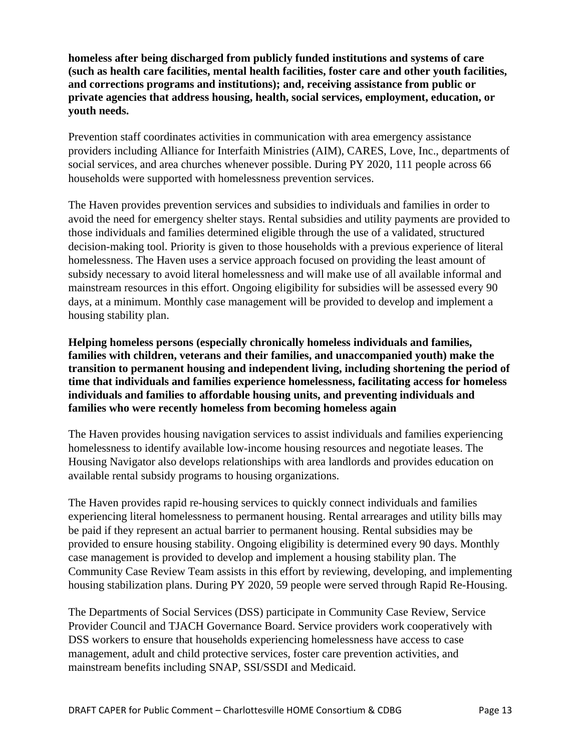**homeless after being discharged from publicly funded institutions and systems of care (such as health care facilities, mental health facilities, foster care and other youth facilities, and corrections programs and institutions); and, receiving assistance from public or private agencies that address housing, health, social services, employment, education, or youth needs.**

Prevention staff coordinates activities in communication with area emergency assistance providers including Alliance for Interfaith Ministries (AIM), CARES, Love, Inc., departments of social services, and area churches whenever possible. During PY 2020, 111 people across 66 households were supported with homelessness prevention services.

The Haven provides prevention services and subsidies to individuals and families in order to avoid the need for emergency shelter stays. Rental subsidies and utility payments are provided to those individuals and families determined eligible through the use of a validated, structured decision-making tool. Priority is given to those households with a previous experience of literal homelessness. The Haven uses a service approach focused on providing the least amount of subsidy necessary to avoid literal homelessness and will make use of all available informal and mainstream resources in this effort. Ongoing eligibility for subsidies will be assessed every 90 days, at a minimum. Monthly case management will be provided to develop and implement a housing stability plan.

**Helping homeless persons (especially chronically homeless individuals and families, families with children, veterans and their families, and unaccompanied youth) make the transition to permanent housing and independent living, including shortening the period of time that individuals and families experience homelessness, facilitating access for homeless individuals and families to affordable housing units, and preventing individuals and families who were recently homeless from becoming homeless again**

The Haven provides housing navigation services to assist individuals and families experiencing homelessness to identify available low-income housing resources and negotiate leases. The Housing Navigator also develops relationships with area landlords and provides education on available rental subsidy programs to housing organizations.

The Haven provides rapid re-housing services to quickly connect individuals and families experiencing literal homelessness to permanent housing. Rental arrearages and utility bills may be paid if they represent an actual barrier to permanent housing. Rental subsidies may be provided to ensure housing stability. Ongoing eligibility is determined every 90 days. Monthly case management is provided to develop and implement a housing stability plan. The Community Case Review Team assists in this effort by reviewing, developing, and implementing housing stabilization plans. During PY 2020, 59 people were served through Rapid Re-Housing.

The Departments of Social Services (DSS) participate in Community Case Review, Service Provider Council and TJACH Governance Board. Service providers work cooperatively with DSS workers to ensure that households experiencing homelessness have access to case management, adult and child protective services, foster care prevention activities, and mainstream benefits including SNAP, SSI/SSDI and Medicaid.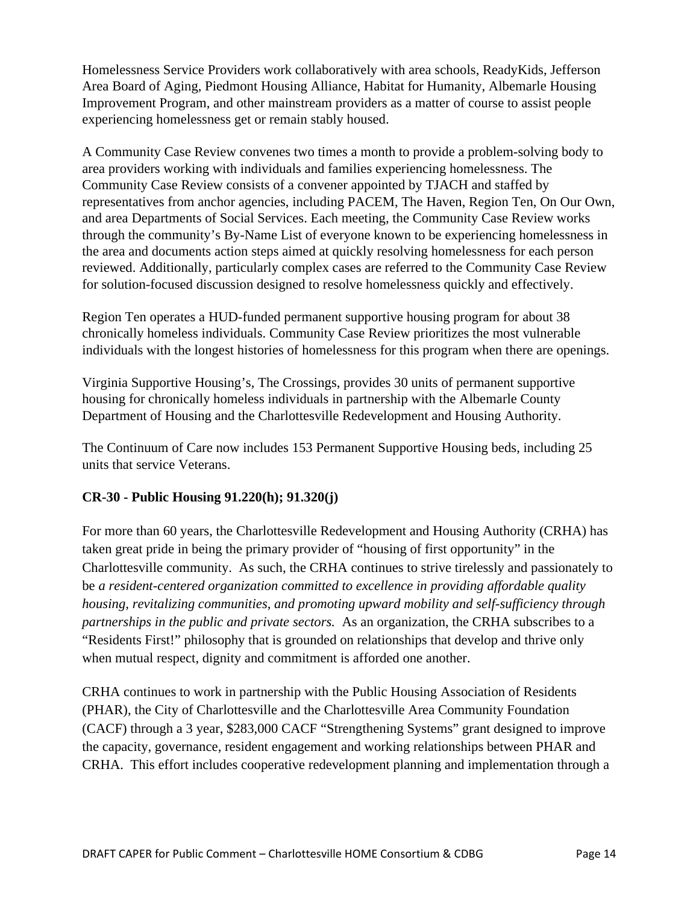Homelessness Service Providers work collaboratively with area schools, ReadyKids, Jefferson Area Board of Aging, Piedmont Housing Alliance, Habitat for Humanity, Albemarle Housing Improvement Program, and other mainstream providers as a matter of course to assist people experiencing homelessness get or remain stably housed.

A Community Case Review convenes two times a month to provide a problem-solving body to area providers working with individuals and families experiencing homelessness. The Community Case Review consists of a convener appointed by TJACH and staffed by representatives from anchor agencies, including PACEM, The Haven, Region Ten, On Our Own, and area Departments of Social Services. Each meeting, the Community Case Review works through the community's By-Name List of everyone known to be experiencing homelessness in the area and documents action steps aimed at quickly resolving homelessness for each person reviewed. Additionally, particularly complex cases are referred to the Community Case Review for solution-focused discussion designed to resolve homelessness quickly and effectively.

Region Ten operates a HUD-funded permanent supportive housing program for about 38 chronically homeless individuals. Community Case Review prioritizes the most vulnerable individuals with the longest histories of homelessness for this program when there are openings.

Virginia Supportive Housing's, The Crossings, provides 30 units of permanent supportive housing for chronically homeless individuals in partnership with the Albemarle County Department of Housing and the Charlottesville Redevelopment and Housing Authority.

The Continuum of Care now includes 153 Permanent Supportive Housing beds, including 25 units that service Veterans.

## CR-30 - Public Housing 91.220(h); 91.320(j)

For more than 60 years, the Charlottesville Redevelopment and Housing Authority (CRHA) has taken great pride in being the primary provider of "housing of first opportunity" in the Charlottesville community. As such, the CRHA continues to strive tirelessly and passionately to be *a resident-centered organization committed to excellence in providing affordable quality housing, revitalizing communities, and promoting upward mobility and self-sufficiency through partnerships in the public and private sectors.* As an organization, the CRHA subscribes to a "Residents First!" philosophy that is grounded on relationships that develop and thrive only when mutual respect, dignity and commitment is afforded one another.

CRHA continues to work in partnership with the Public Housing Association of Residents (PHAR), the City of Charlottesville and the Charlottesville Area Community Foundation (CACF) through a 3 year, $283,000 CACF "Strengthening Systems" grant designed to improve the capacity, governance, resident engagement and working relationships between PHAR and CRHA. This effort includes cooperative redevelopment planning and implementation through a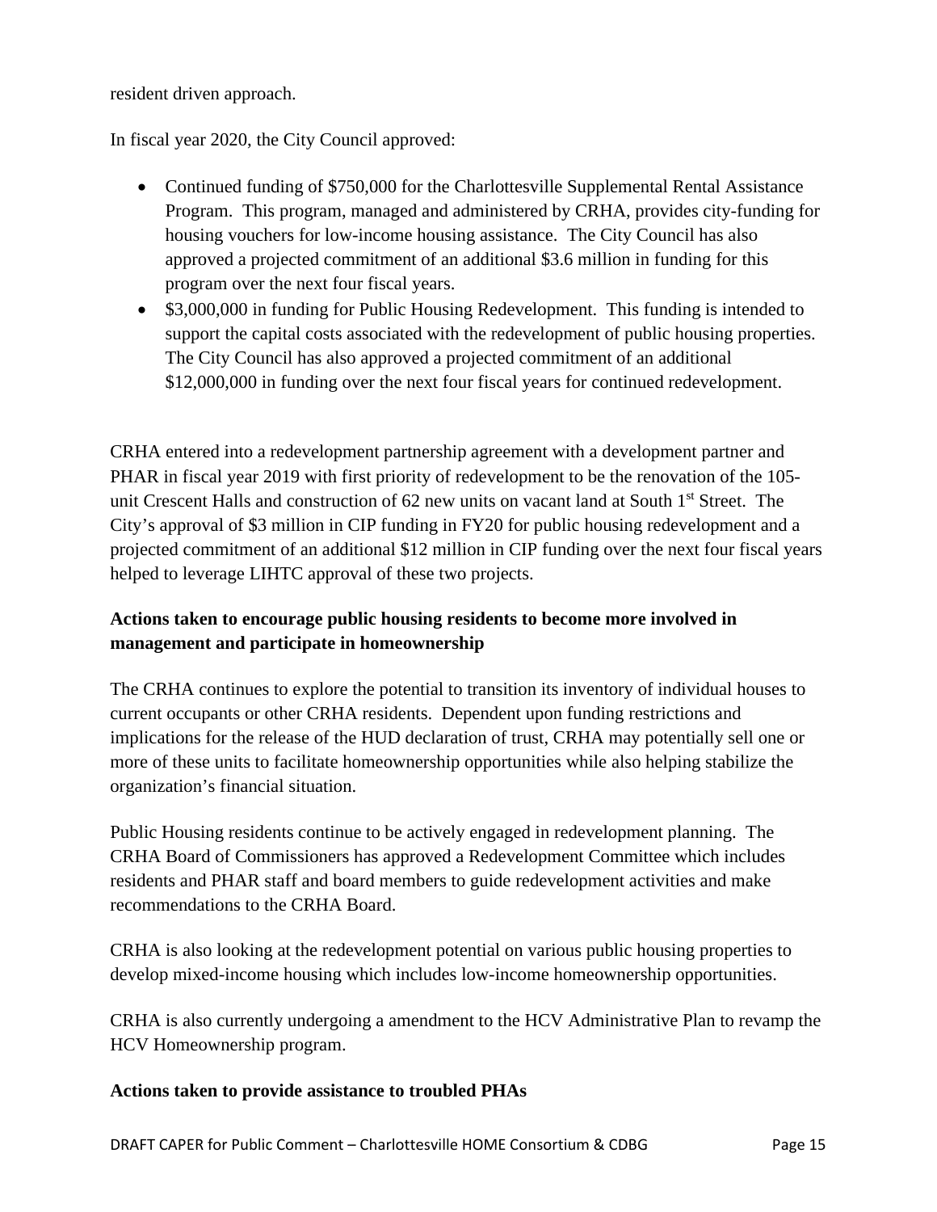resident driven approach.

In fiscal year 2020, the City Council approved:

- Continued funding of $750,000 for the Charlottesville Supplemental Rental Assistance Program. This program, managed and administered by CRHA, provides city-funding for housing vouchers for low-income housing assistance. The City Council has also approved a projected commitment of an additional $3.6 million in funding for this program over the next four fiscal years.
- $3,000,000 in funding for Public Housing Redevelopment. This funding is intended to support the capital costs associated with the redevelopment of public housing properties. The City Council has also approved a projected commitment of an additional $12,000,000 in funding over the next four fiscal years for continued redevelopment.

CRHA entered into a redevelopment partnership agreement with a development partner and PHAR in fiscal year 2019 with first priority of redevelopment to be the renovation of the 105-unit Crescent Halls and construction of 62 new units on vacant land at South 1st Street. The City's approval of $3 million in CIP funding in FY20 for public housing redevelopment and a projected commitment of an additional $12 million in CIP funding over the next four fiscal years helped to leverage LIHTC approval of these two projects.

**Actions taken to encourage public housing residents to become more involved in management and participate in homeownership**

The CRHA continues to explore the potential to transition its inventory of individual houses to current occupants or other CRHA residents. Dependent upon funding restrictions and implications for the release of the HUD declaration of trust, CRHA may potentially sell one or more of these units to facilitate homeownership opportunities while also helping stabilize the organization's financial situation.

Public Housing residents continue to be actively engaged in redevelopment planning. The CRHA Board of Commissioners has approved a Redevelopment Committee which includes residents and PHAR staff and board members to guide redevelopment activities and make recommendations to the CRHA Board.

CRHA is also looking at the redevelopment potential on various public housing properties to develop mixed-income housing which includes low-income homeownership opportunities.

CRHA is also currently undergoing a amendment to the HCV Administrative Plan to revamp the HCV Homeownership program.

**Actions taken to provide assistance to troubled PHAs**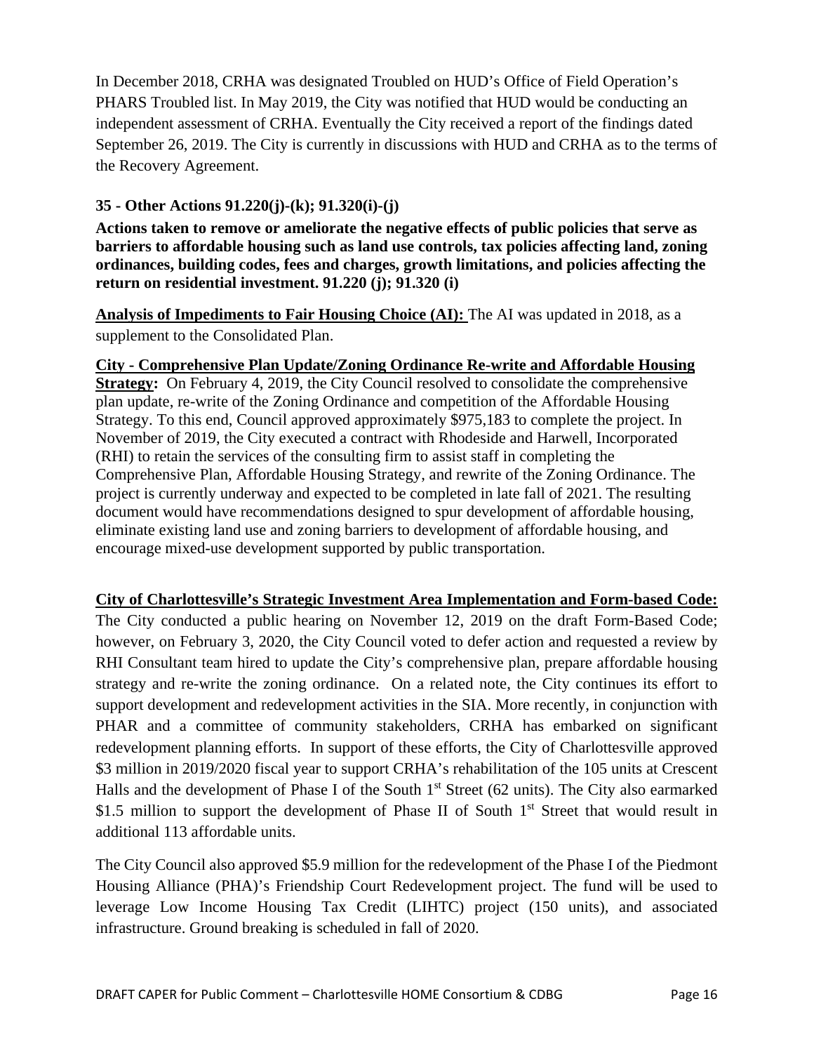In December 2018, CRHA was designated Troubled on HUD's Office of Field Operation's PHARS Troubled list. In May 2019, the City was notified that HUD would be conducting an independent assessment of CRHA. Eventually the City received a report of the findings dated September 26, 2019. The City is currently in discussions with HUD and CRHA as to the terms of the Recovery Agreement.

### 35 - Other Actions 91.220(j)-(k); 91.320(i)-(j)

**Actions taken to remove or ameliorate the negative effects of public policies that serve as barriers to affordable housing such as land use controls, tax policies affecting land, zoning ordinances, building codes, fees and charges, growth limitations, and policies affecting the return on residential investment. 91.220 (j); 91.320 (i)**

**Analysis of Impediments to Fair Housing Choice (AI):** The AI was updated in 2018, as a supplement to the Consolidated Plan.

**City - Comprehensive Plan Update/Zoning Ordinance Re-write and Affordable Housing Strategy:** On February 4, 2019, the City Council resolved to consolidate the comprehensive plan update, re-write of the Zoning Ordinance and competition of the Affordable Housing Strategy. To this end, Council approved approximately $975,183 to complete the project. In November of 2019, the City executed a contract with Rhodeside and Harwell, Incorporated (RHI) to retain the services of the consulting firm to assist staff in completing the Comprehensive Plan, Affordable Housing Strategy, and rewrite of the Zoning Ordinance. The project is currently underway and expected to be completed in late fall of 2021. The resulting document would have recommendations designed to spur development of affordable housing, eliminate existing land use and zoning barriers to development of affordable housing, and encourage mixed-use development supported by public transportation.

**City of Charlottesville's Strategic Investment Area Implementation and Form-based Code:** The City conducted a public hearing on November 12, 2019 on the draft Form-Based Code; however, on February 3, 2020, the City Council voted to defer action and requested a review by RHI Consultant team hired to update the City's comprehensive plan, prepare affordable housing strategy and re-write the zoning ordinance. On a related note, the City continues its effort to support development and redevelopment activities in the SIA. More recently, in conjunction with PHAR and a committee of community stakeholders, CRHA has embarked on significant redevelopment planning efforts. In support of these efforts, the City of Charlottesville approved $3 million in 2019/2020 fiscal year to support CRHA's rehabilitation of the 105 units at Crescent Halls and the development of Phase I of the South 1st Street (62 units). The City also earmarked $1.5 million to support the development of Phase II of South 1st Street that would result in additional 113 affordable units.

The City Council also approved $5.9 million for the redevelopment of the Phase I of the Piedmont Housing Alliance (PHA)'s Friendship Court Redevelopment project. The fund will be used to leverage Low Income Housing Tax Credit (LIHTC) project (150 units), and associated infrastructure. Ground breaking is scheduled in fall of 2020.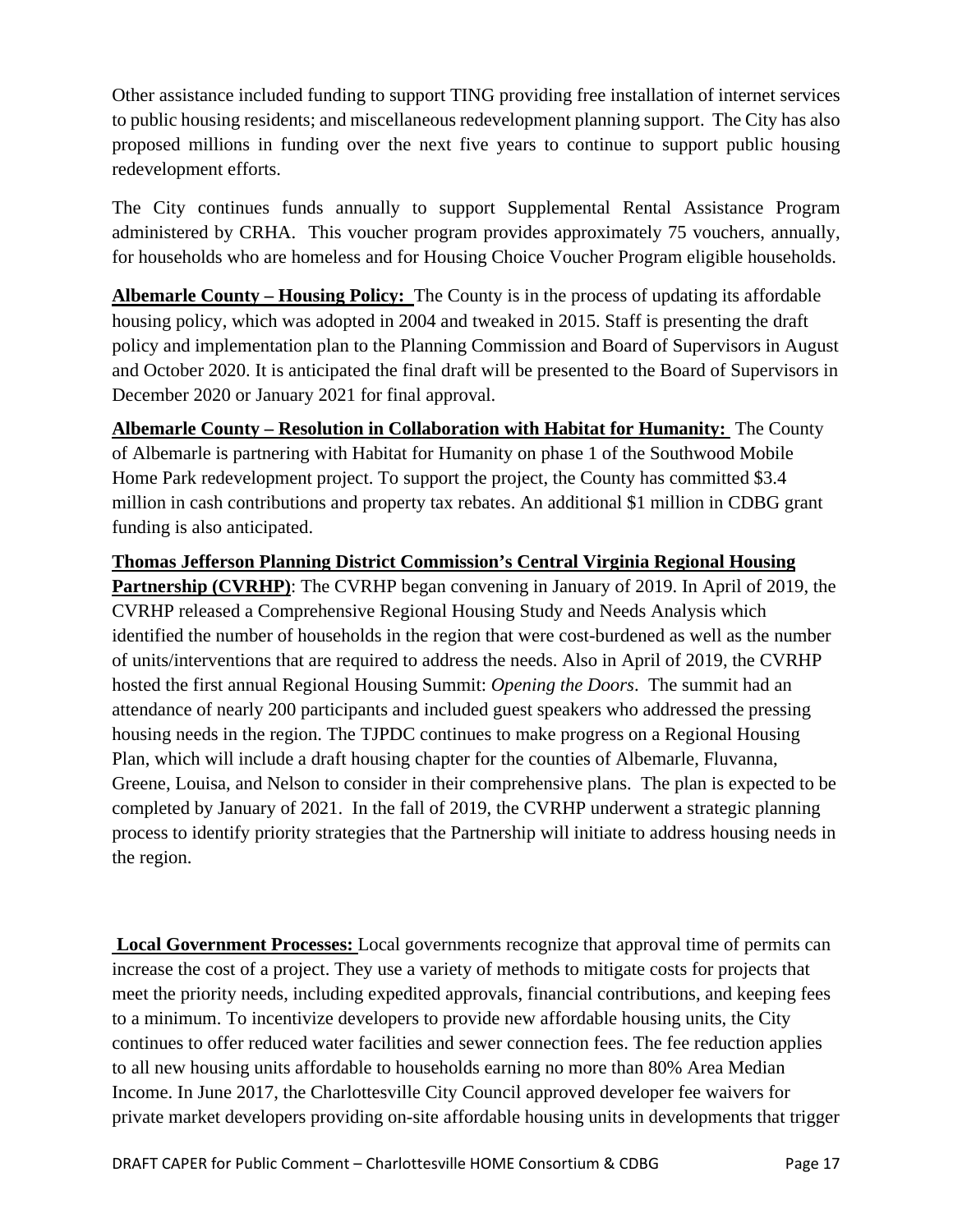Other assistance included funding to support TING providing free installation of internet services to public housing residents; and miscellaneous redevelopment planning support. The City has also proposed millions in funding over the next five years to continue to support public housing redevelopment efforts.

The City continues funds annually to support Supplemental Rental Assistance Program administered by CRHA. This voucher program provides approximately 75 vouchers, annually, for households who are homeless and for Housing Choice Voucher Program eligible households.

**Albemarle County – Housing Policy:** The County is in the process of updating its affordable housing policy, which was adopted in 2004 and tweaked in 2015. Staff is presenting the draft policy and implementation plan to the Planning Commission and Board of Supervisors in August and October 2020. It is anticipated the final draft will be presented to the Board of Supervisors in December 2020 or January 2021 for final approval.

**Albemarle County – Resolution in Collaboration with Habitat for Humanity:** The County of Albemarle is partnering with Habitat for Humanity on phase 1 of the Southwood Mobile Home Park redevelopment project. To support the project, the County has committed $3.4 million in cash contributions and property tax rebates. An additional $1 million in CDBG grant funding is also anticipated.

**Thomas Jefferson Planning District Commission's Central Virginia Regional Housing Partnership (CVRHP)**: The CVRHP began convening in January of 2019. In April of 2019, the CVRHP released a Comprehensive Regional Housing Study and Needs Analysis which identified the number of households in the region that were cost-burdened as well as the number of units/interventions that are required to address the needs. Also in April of 2019, the CVRHP hosted the first annual Regional Housing Summit: *Opening the Doors*. The summit had an attendance of nearly 200 participants and included guest speakers who addressed the pressing housing needs in the region. The TJPDC continues to make progress on a Regional Housing Plan, which will include a draft housing chapter for the counties of Albemarle, Fluvanna, Greene, Louisa, and Nelson to consider in their comprehensive plans. The plan is expected to be completed by January of 2021. In the fall of 2019, the CVRHP underwent a strategic planning process to identify priority strategies that the Partnership will initiate to address housing needs in the region.

**Local Government Processes:** Local governments recognize that approval time of permits can increase the cost of a project. They use a variety of methods to mitigate costs for projects that meet the priority needs, including expedited approvals, financial contributions, and keeping fees to a minimum. To incentivize developers to provide new affordable housing units, the City continues to offer reduced water facilities and sewer connection fees. The fee reduction applies to all new housing units affordable to households earning no more than 80% Area Median Income. In June 2017, the Charlottesville City Council approved developer fee waivers for private market developers providing on-site affordable housing units in developments that trigger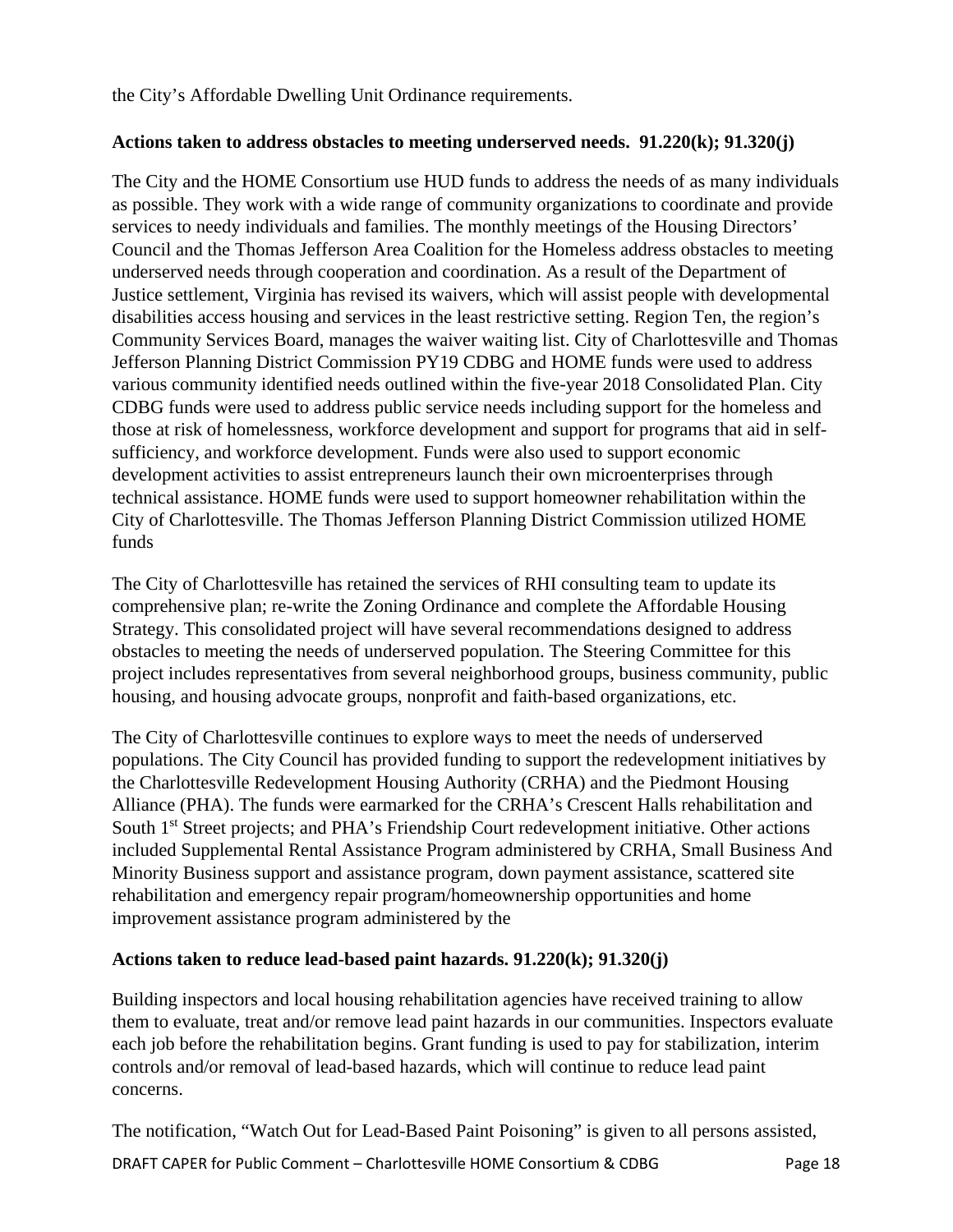the City's Affordable Dwelling Unit Ordinance requirements.

**Actions taken to address obstacles to meeting underserved needs. 91.220(k); 91.320(j)**

The City and the HOME Consortium use HUD funds to address the needs of as many individuals as possible. They work with a wide range of community organizations to coordinate and provide services to needy individuals and families. The monthly meetings of the Housing Directors' Council and the Thomas Jefferson Area Coalition for the Homeless address obstacles to meeting underserved needs through cooperation and coordination. As a result of the Department of Justice settlement, Virginia has revised its waivers, which will assist people with developmental disabilities access housing and services in the least restrictive setting. Region Ten, the region's Community Services Board, manages the waiver waiting list. City of Charlottesville and Thomas Jefferson Planning District Commission PY19 CDBG and HOME funds were used to address various community identified needs outlined within the five-year 2018 Consolidated Plan. City CDBG funds were used to address public service needs including support for the homeless and those at risk of homelessness, workforce development and support for programs that aid in self-sufficiency, and workforce development. Funds were also used to support economic development activities to assist entrepreneurs launch their own microenterprises through technical assistance. HOME funds were used to support homeowner rehabilitation within the City of Charlottesville. The Thomas Jefferson Planning District Commission utilized HOME funds

The City of Charlottesville has retained the services of RHI consulting team to update its comprehensive plan; re-write the Zoning Ordinance and complete the Affordable Housing Strategy. This consolidated project will have several recommendations designed to address obstacles to meeting the needs of underserved population. The Steering Committee for this project includes representatives from several neighborhood groups, business community, public housing, and housing advocate groups, nonprofit and faith-based organizations, etc.

The City of Charlottesville continues to explore ways to meet the needs of underserved populations. The City Council has provided funding to support the redevelopment initiatives by the Charlottesville Redevelopment Housing Authority (CRHA) and the Piedmont Housing Alliance (PHA). The funds were earmarked for the CRHA's Crescent Halls rehabilitation and South 1st Street projects; and PHA's Friendship Court redevelopment initiative. Other actions included Supplemental Rental Assistance Program administered by CRHA, Small Business And Minority Business support and assistance program, down payment assistance, scattered site rehabilitation and emergency repair program/homeownership opportunities and home improvement assistance program administered by the

**Actions taken to reduce lead-based paint hazards. 91.220(k); 91.320(j)**

Building inspectors and local housing rehabilitation agencies have received training to allow them to evaluate, treat and/or remove lead paint hazards in our communities. Inspectors evaluate each job before the rehabilitation begins. Grant funding is used to pay for stabilization, interim controls and/or removal of lead-based hazards, which will continue to reduce lead paint concerns.

The notification, "Watch Out for Lead-Based Paint Poisoning" is given to all persons assisted,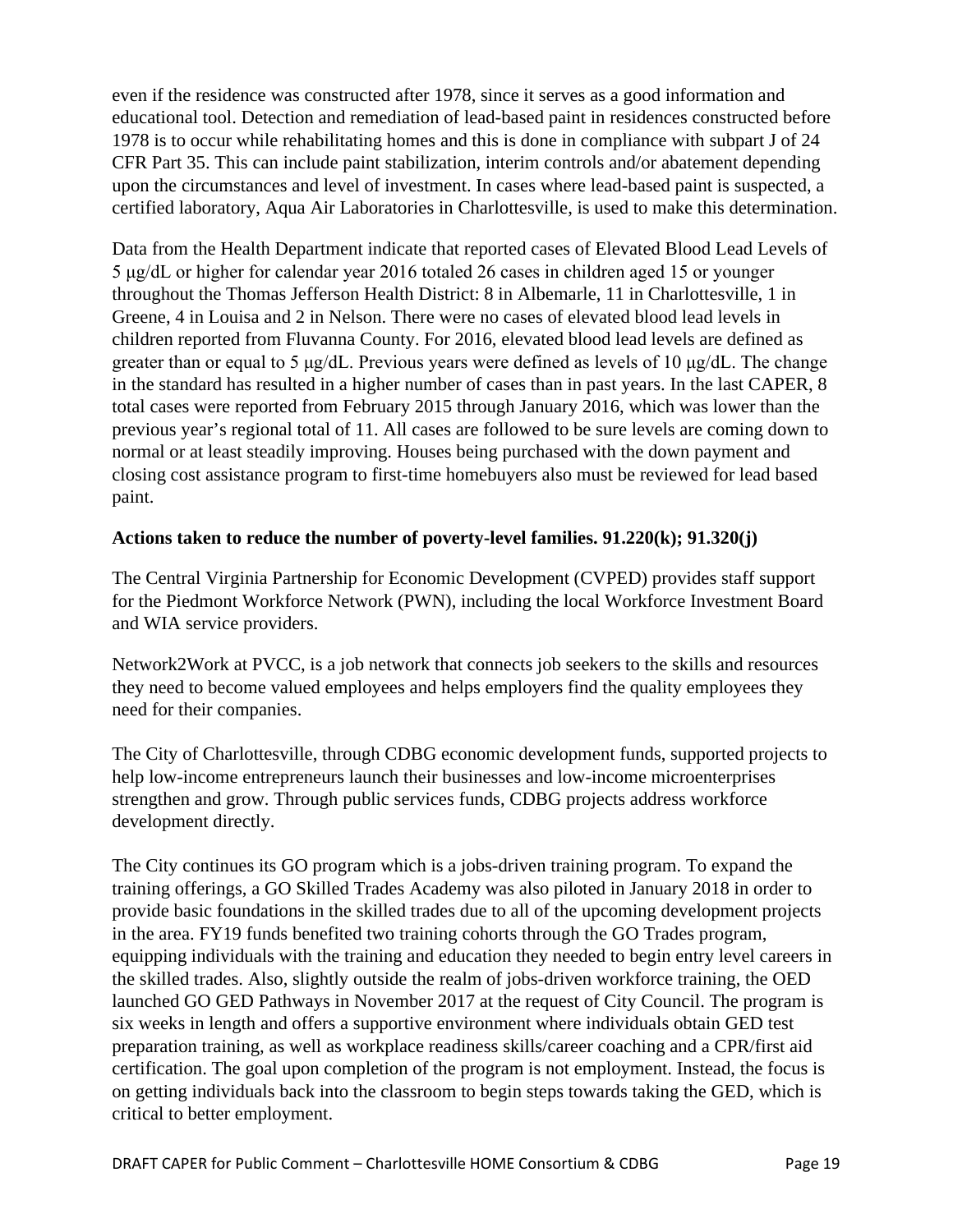even if the residence was constructed after 1978, since it serves as a good information and educational tool. Detection and remediation of lead-based paint in residences constructed before 1978 is to occur while rehabilitating homes and this is done in compliance with subpart J of 24 CFR Part 35. This can include paint stabilization, interim controls and/or abatement depending upon the circumstances and level of investment. In cases where lead-based paint is suspected, a certified laboratory, Aqua Air Laboratories in Charlottesville, is used to make this determination.

Data from the Health Department indicate that reported cases of Elevated Blood Lead Levels of 5 μg/dL or higher for calendar year 2016 totaled 26 cases in children aged 15 or younger throughout the Thomas Jefferson Health District: 8 in Albemarle, 11 in Charlottesville, 1 in Greene, 4 in Louisa and 2 in Nelson. There were no cases of elevated blood lead levels in children reported from Fluvanna County. For 2016, elevated blood lead levels are defined as greater than or equal to 5 μg/dL. Previous years were defined as levels of 10 μg/dL. The change in the standard has resulted in a higher number of cases than in past years. In the last CAPER, 8 total cases were reported from February 2015 through January 2016, which was lower than the previous year's regional total of 11. All cases are followed to be sure levels are coming down to normal or at least steadily improving. Houses being purchased with the down payment and closing cost assistance program to first-time homebuyers also must be reviewed for lead based paint.

**Actions taken to reduce the number of poverty-level families. 91.220(k); 91.320(j)**

The Central Virginia Partnership for Economic Development (CVPED) provides staff support for the Piedmont Workforce Network (PWN), including the local Workforce Investment Board and WIA service providers.

Network2Work at PVCC, is a job network that connects job seekers to the skills and resources they need to become valued employees and helps employers find the quality employees they need for their companies.

The City of Charlottesville, through CDBG economic development funds, supported projects to help low-income entrepreneurs launch their businesses and low-income microenterprises strengthen and grow. Through public services funds, CDBG projects address workforce development directly.

The City continues its GO program which is a jobs-driven training program. To expand the training offerings, a GO Skilled Trades Academy was also piloted in January 2018 in order to provide basic foundations in the skilled trades due to all of the upcoming development projects in the area. FY19 funds benefited two training cohorts through the GO Trades program, equipping individuals with the training and education they needed to begin entry level careers in the skilled trades. Also, slightly outside the realm of jobs-driven workforce training, the OED launched GO GED Pathways in November 2017 at the request of City Council. The program is six weeks in length and offers a supportive environment where individuals obtain GED test preparation training, as well as workplace readiness skills/career coaching and a CPR/first aid certification. The goal upon completion of the program is not employment. Instead, the focus is on getting individuals back into the classroom to begin steps towards taking the GED, which is critical to better employment.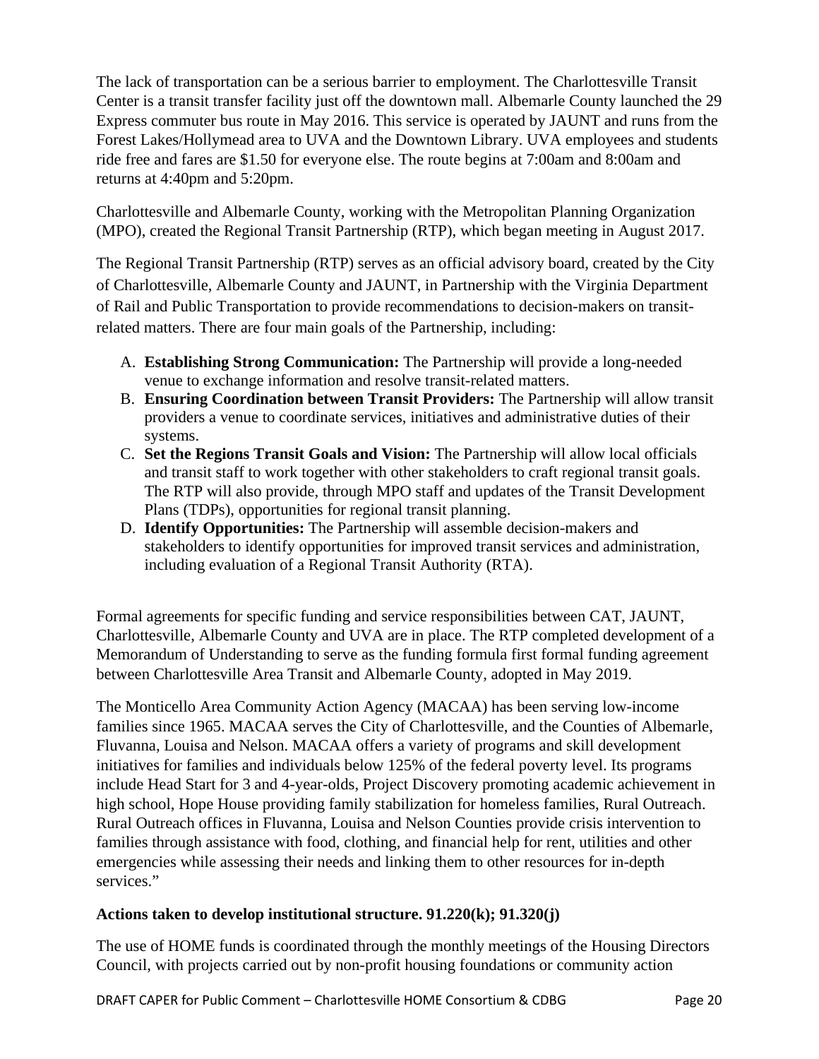The lack of transportation can be a serious barrier to employment. The Charlottesville Transit Center is a transit transfer facility just off the downtown mall. Albemarle County launched the 29 Express commuter bus route in May 2016. This service is operated by JAUNT and runs from the Forest Lakes/Hollymead area to UVA and the Downtown Library. UVA employees and students ride free and fares are $1.50 for everyone else. The route begins at 7:00am and 8:00am and returns at 4:40pm and 5:20pm.

Charlottesville and Albemarle County, working with the Metropolitan Planning Organization (MPO), created the Regional Transit Partnership (RTP), which began meeting in August 2017.

The Regional Transit Partnership (RTP) serves as an official advisory board, created by the City of Charlottesville, Albemarle County and JAUNT, in Partnership with the Virginia Department of Rail and Public Transportation to provide recommendations to decision-makers on transit-related matters. There are four main goals of the Partnership, including:

A. **Establishing Strong Communication:** The Partnership will provide a long-needed venue to exchange information and resolve transit-related matters.
B. **Ensuring Coordination between Transit Providers:** The Partnership will allow transit providers a venue to coordinate services, initiatives and administrative duties of their systems.
C. **Set the Regions Transit Goals and Vision:** The Partnership will allow local officials and transit staff to work together with other stakeholders to craft regional transit goals. The RTP will also provide, through MPO staff and updates of the Transit Development Plans (TDPs), opportunities for regional transit planning.
D. **Identify Opportunities:** The Partnership will assemble decision-makers and stakeholders to identify opportunities for improved transit services and administration, including evaluation of a Regional Transit Authority (RTA).

Formal agreements for specific funding and service responsibilities between CAT, JAUNT, Charlottesville, Albemarle County and UVA are in place. The RTP completed development of a Memorandum of Understanding to serve as the funding formula first formal funding agreement between Charlottesville Area Transit and Albemarle County, adopted in May 2019.

The Monticello Area Community Action Agency (MACAA) has been serving low-income families since 1965. MACAA serves the City of Charlottesville, and the Counties of Albemarle, Fluvanna, Louisa and Nelson. MACAA offers a variety of programs and skill development initiatives for families and individuals below 125% of the federal poverty level. Its programs include Head Start for 3 and 4-year-olds, Project Discovery promoting academic achievement in high school, Hope House providing family stabilization for homeless families, Rural Outreach. Rural Outreach offices in Fluvanna, Louisa and Nelson Counties provide crisis intervention to families through assistance with food, clothing, and financial help for rent, utilities and other emergencies while assessing their needs and linking them to other resources for in-depth services."

**Actions taken to develop institutional structure. 91.220(k); 91.320(j)**

The use of HOME funds is coordinated through the monthly meetings of the Housing Directors Council, with projects carried out by non-profit housing foundations or community action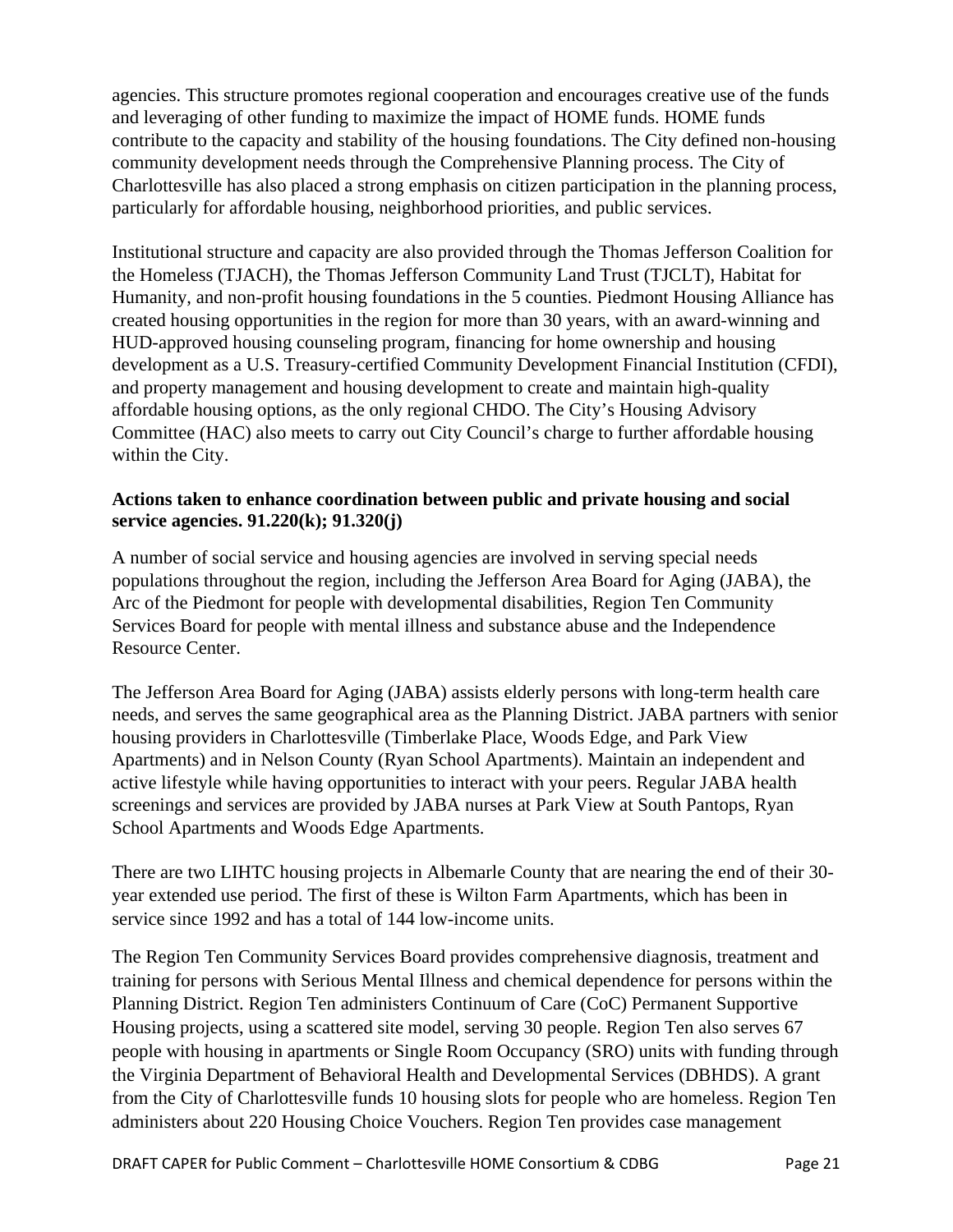agencies. This structure promotes regional cooperation and encourages creative use of the funds and leveraging of other funding to maximize the impact of HOME funds. HOME funds contribute to the capacity and stability of the housing foundations. The City defined non-housing community development needs through the Comprehensive Planning process. The City of Charlottesville has also placed a strong emphasis on citizen participation in the planning process, particularly for affordable housing, neighborhood priorities, and public services.

Institutional structure and capacity are also provided through the Thomas Jefferson Coalition for the Homeless (TJACH), the Thomas Jefferson Community Land Trust (TJCLT), Habitat for Humanity, and non-profit housing foundations in the 5 counties. Piedmont Housing Alliance has created housing opportunities in the region for more than 30 years, with an award-winning and HUD-approved housing counseling program, financing for home ownership and housing development as a U.S. Treasury-certified Community Development Financial Institution (CFDI), and property management and housing development to create and maintain high-quality affordable housing options, as the only regional CHDO. The City's Housing Advisory Committee (HAC) also meets to carry out City Council's charge to further affordable housing within the City.

**Actions taken to enhance coordination between public and private housing and social service agencies. 91.220(k); 91.320(j)**

A number of social service and housing agencies are involved in serving special needs populations throughout the region, including the Jefferson Area Board for Aging (JABA), the Arc of the Piedmont for people with developmental disabilities, Region Ten Community Services Board for people with mental illness and substance abuse and the Independence Resource Center.

The Jefferson Area Board for Aging (JABA) assists elderly persons with long-term health care needs, and serves the same geographical area as the Planning District. JABA partners with senior housing providers in Charlottesville (Timberlake Place, Woods Edge, and Park View Apartments) and in Nelson County (Ryan School Apartments). Maintain an independent and active lifestyle while having opportunities to interact with your peers. Regular JABA health screenings and services are provided by JABA nurses at Park View at South Pantops, Ryan School Apartments and Woods Edge Apartments.

There are two LIHTC housing projects in Albemarle County that are nearing the end of their 30-year extended use period. The first of these is Wilton Farm Apartments, which has been in service since 1992 and has a total of 144 low-income units.

The Region Ten Community Services Board provides comprehensive diagnosis, treatment and training for persons with Serious Mental Illness and chemical dependence for persons within the Planning District. Region Ten administers Continuum of Care (CoC) Permanent Supportive Housing projects, using a scattered site model, serving 30 people. Region Ten also serves 67 people with housing in apartments or Single Room Occupancy (SRO) units with funding through the Virginia Department of Behavioral Health and Developmental Services (DBHDS). A grant from the City of Charlottesville funds 10 housing slots for people who are homeless. Region Ten administers about 220 Housing Choice Vouchers. Region Ten provides case management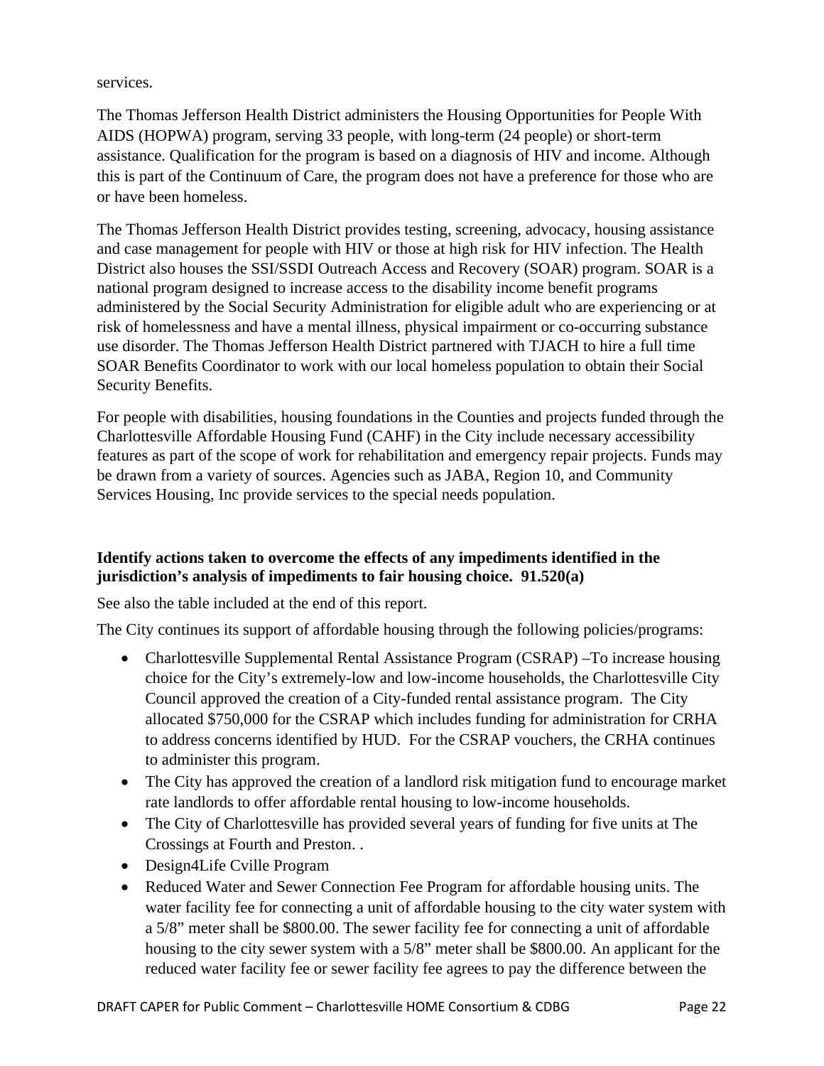services.

The Thomas Jefferson Health District administers the Housing Opportunities for People With AIDS (HOPWA) program, serving 33 people, with long-term (24 people) or short-term assistance. Qualification for the program is based on a diagnosis of HIV and income. Although this is part of the Continuum of Care, the program does not have a preference for those who are or have been homeless.

The Thomas Jefferson Health District provides testing, screening, advocacy, housing assistance and case management for people with HIV or those at high risk for HIV infection. The Health District also houses the SSI/SSDI Outreach Access and Recovery (SOAR) program. SOAR is a national program designed to increase access to the disability income benefit programs administered by the Social Security Administration for eligible adult who are experiencing or at risk of homelessness and have a mental illness, physical impairment or co-occurring substance use disorder. The Thomas Jefferson Health District partnered with TJACH to hire a full time SOAR Benefits Coordinator to work with our local homeless population to obtain their Social Security Benefits.

For people with disabilities, housing foundations in the Counties and projects funded through the Charlottesville Affordable Housing Fund (CAHF) in the City include necessary accessibility features as part of the scope of work for rehabilitation and emergency repair projects. Funds may be drawn from a variety of sources. Agencies such as JABA, Region 10, and Community Services Housing, Inc provide services to the special needs population.

**Identify actions taken to overcome the effects of any impediments identified in the jurisdiction's analysis of impediments to fair housing choice. 91.520(a)**

See also the table included at the end of this report.

The City continues its support of affordable housing through the following policies/programs:

- Charlottesville Supplemental Rental Assistance Program (CSRAP) –To increase housing choice for the City's extremely-low and low-income households, the Charlottesville City Council approved the creation of a City-funded rental assistance program. The City allocated $750,000 for the CSRAP which includes funding for administration for CRHA to address concerns identified by HUD. For the CSRAP vouchers, the CRHA continues to administer this program.
- The City has approved the creation of a landlord risk mitigation fund to encourage market rate landlords to offer affordable rental housing to low-income households.
- The City of Charlottesville has provided several years of funding for five units at The Crossings at Fourth and Preston. .
- Design4Life Cville Program
- Reduced Water and Sewer Connection Fee Program for affordable housing units. The water facility fee for connecting a unit of affordable housing to the city water system with a 5/8" meter shall be $800.00. The sewer facility fee for connecting a unit of affordable housing to the city sewer system with a 5/8" meter shall be $800.00. An applicant for the reduced water facility fee or sewer facility fee agrees to pay the difference between the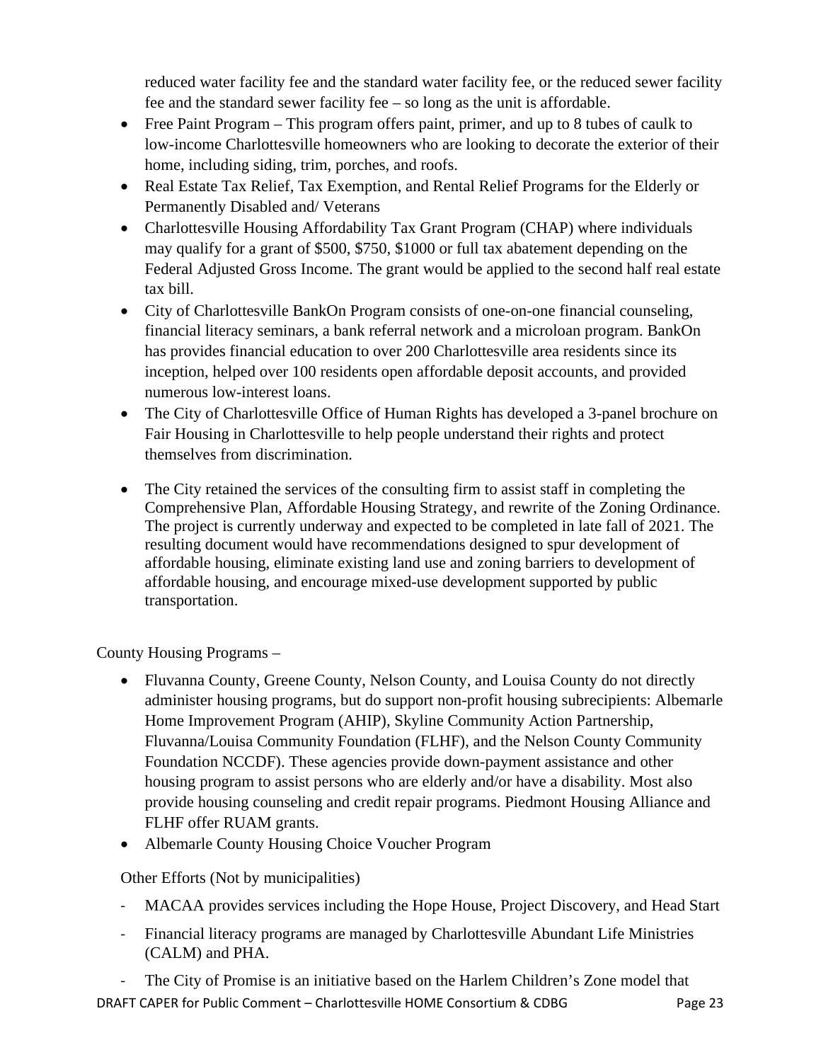reduced water facility fee and the standard water facility fee, or the reduced sewer facility fee and the standard sewer facility fee – so long as the unit is affordable.

- Free Paint Program – This program offers paint, primer, and up to 8 tubes of caulk to low-income Charlottesville homeowners who are looking to decorate the exterior of their home, including siding, trim, porches, and roofs.
- Real Estate Tax Relief, Tax Exemption, and Rental Relief Programs for the Elderly or Permanently Disabled and/ Veterans
- Charlottesville Housing Affordability Tax Grant Program (CHAP) where individuals may qualify for a grant of $500, $750, $1000 or full tax abatement depending on the Federal Adjusted Gross Income. The grant would be applied to the second half real estate tax bill.
- City of Charlottesville BankOn Program consists of one-on-one financial counseling, financial literacy seminars, a bank referral network and a microloan program. BankOn has provides financial education to over 200 Charlottesville area residents since its inception, helped over 100 residents open affordable deposit accounts, and provided numerous low-interest loans.
- The City of Charlottesville Office of Human Rights has developed a 3-panel brochure on Fair Housing in Charlottesville to help people understand their rights and protect themselves from discrimination.
- The City retained the services of the consulting firm to assist staff in completing the Comprehensive Plan, Affordable Housing Strategy, and rewrite of the Zoning Ordinance. The project is currently underway and expected to be completed in late fall of 2021. The resulting document would have recommendations designed to spur development of affordable housing, eliminate existing land use and zoning barriers to development of affordable housing, and encourage mixed-use development supported by public transportation.

County Housing Programs –

- Fluvanna County, Greene County, Nelson County, and Louisa County do not directly administer housing programs, but do support non-profit housing subrecipients: Albemarle Home Improvement Program (AHIP), Skyline Community Action Partnership, Fluvanna/Louisa Community Foundation (FLHF), and the Nelson County Community Foundation NCCDF). These agencies provide down-payment assistance and other housing program to assist persons who are elderly and/or have a disability. Most also provide housing counseling and credit repair programs. Piedmont Housing Alliance and FLHF offer RUAM grants.
- Albemarle County Housing Choice Voucher Program

Other Efforts (Not by municipalities)

- MACAA provides services including the Hope House, Project Discovery, and Head Start
- Financial literacy programs are managed by Charlottesville Abundant Life Ministries (CALM) and PHA.
- The City of Promise is an initiative based on the Harlem Children's Zone model that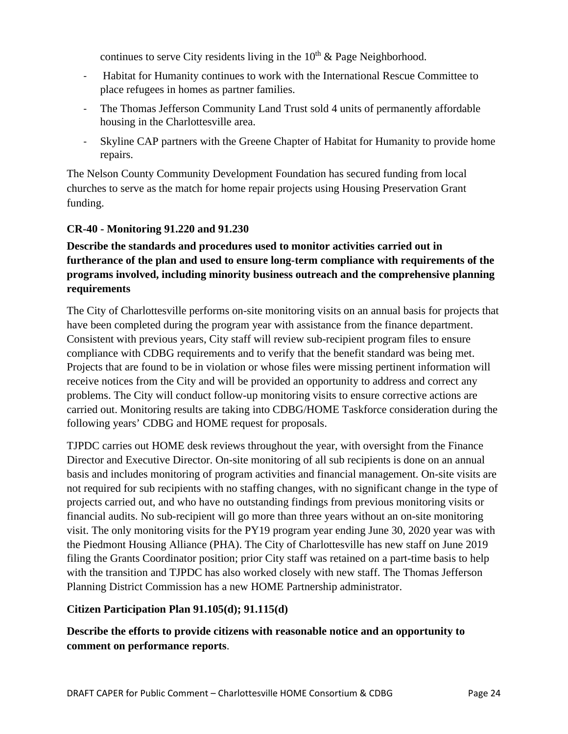continues to serve City residents living in the 10th & Page Neighborhood.

- Habitat for Humanity continues to work with the International Rescue Committee to place refugees in homes as partner families.
- The Thomas Jefferson Community Land Trust sold 4 units of permanently affordable housing in the Charlottesville area.
- Skyline CAP partners with the Greene Chapter of Habitat for Humanity to provide home repairs.

The Nelson County Community Development Foundation has secured funding from local churches to serve as the match for home repair projects using Housing Preservation Grant funding.

**CR-40 - Monitoring 91.220 and 91.230**

**Describe the standards and procedures used to monitor activities carried out in furtherance of the plan and used to ensure long-term compliance with requirements of the programs involved, including minority business outreach and the comprehensive planning requirements**

The City of Charlottesville performs on-site monitoring visits on an annual basis for projects that have been completed during the program year with assistance from the finance department. Consistent with previous years, City staff will review sub-recipient program files to ensure compliance with CDBG requirements and to verify that the benefit standard was being met. Projects that are found to be in violation or whose files were missing pertinent information will receive notices from the City and will be provided an opportunity to address and correct any problems. The City will conduct follow-up monitoring visits to ensure corrective actions are carried out. Monitoring results are taking into CDBG/HOME Taskforce consideration during the following years' CDBG and HOME request for proposals.

TJPDC carries out HOME desk reviews throughout the year, with oversight from the Finance Director and Executive Director. On-site monitoring of all sub recipients is done on an annual basis and includes monitoring of program activities and financial management. On-site visits are not required for sub recipients with no staffing changes, with no significant change in the type of projects carried out, and who have no outstanding findings from previous monitoring visits or financial audits. No sub-recipient will go more than three years without an on-site monitoring visit. The only monitoring visits for the PY19 program year ending June 30, 2020 year was with the Piedmont Housing Alliance (PHA). The City of Charlottesville has new staff on June 2019 filing the Grants Coordinator position; prior City staff was retained on a part-time basis to help with the transition and TJPDC has also worked closely with new staff. The Thomas Jefferson Planning District Commission has a new HOME Partnership administrator.

**Citizen Participation Plan 91.105(d); 91.115(d)**

**Describe the efforts to provide citizens with reasonable notice and an opportunity to comment on performance reports**.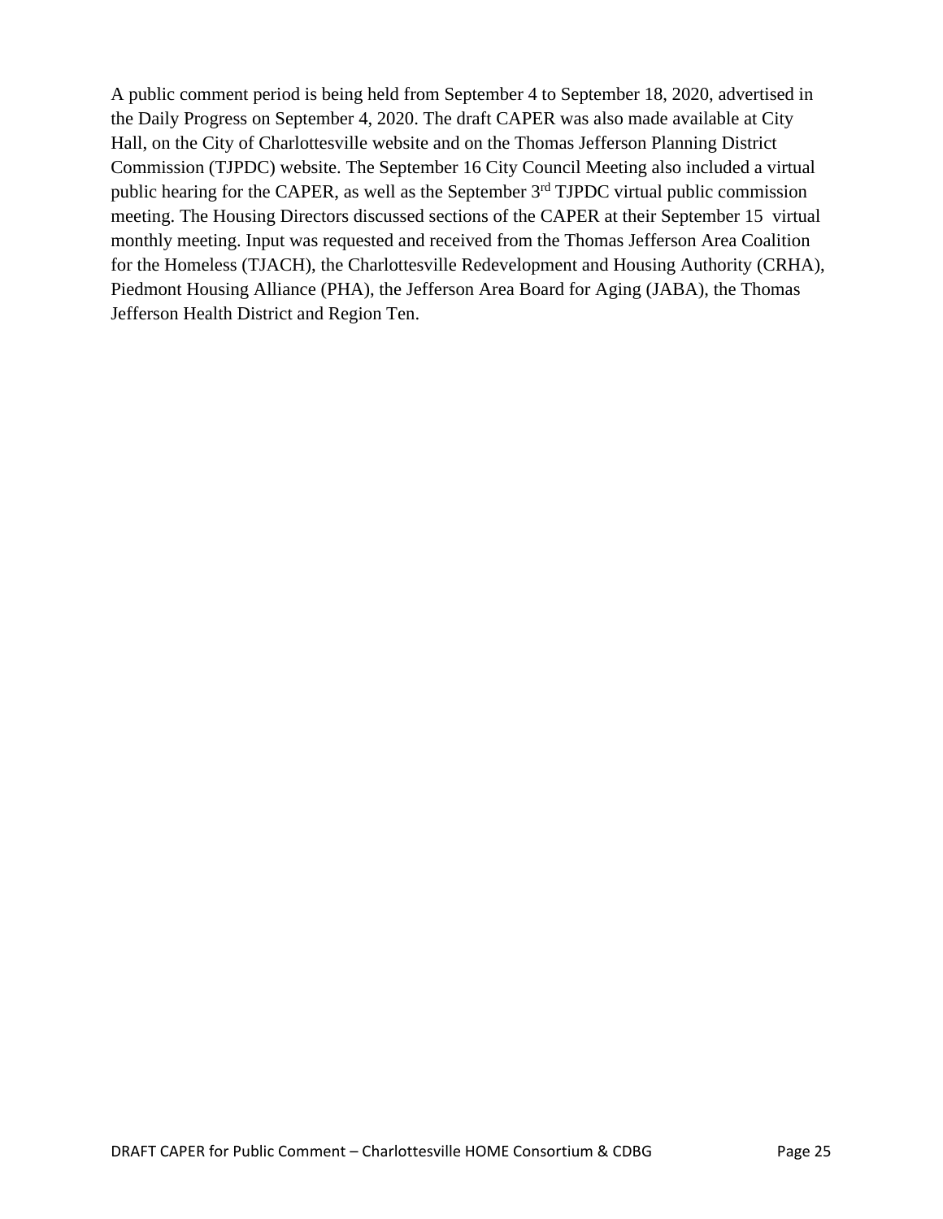A public comment period is being held from September 4 to September 18, 2020, advertised in the Daily Progress on September 4, 2020. The draft CAPER was also made available at City Hall, on the City of Charlottesville website and on the Thomas Jefferson Planning District Commission (TJPDC) website. The September 16 City Council Meeting also included a virtual public hearing for the CAPER, as well as the September 3rd TJPDC virtual public commission meeting. The Housing Directors discussed sections of the CAPER at their September 15 virtual monthly meeting. Input was requested and received from the Thomas Jefferson Area Coalition for the Homeless (TJACH), the Charlottesville Redevelopment and Housing Authority (CRHA), Piedmont Housing Alliance (PHA), the Jefferson Area Board for Aging (JABA), the Thomas Jefferson Health District and Region Ten.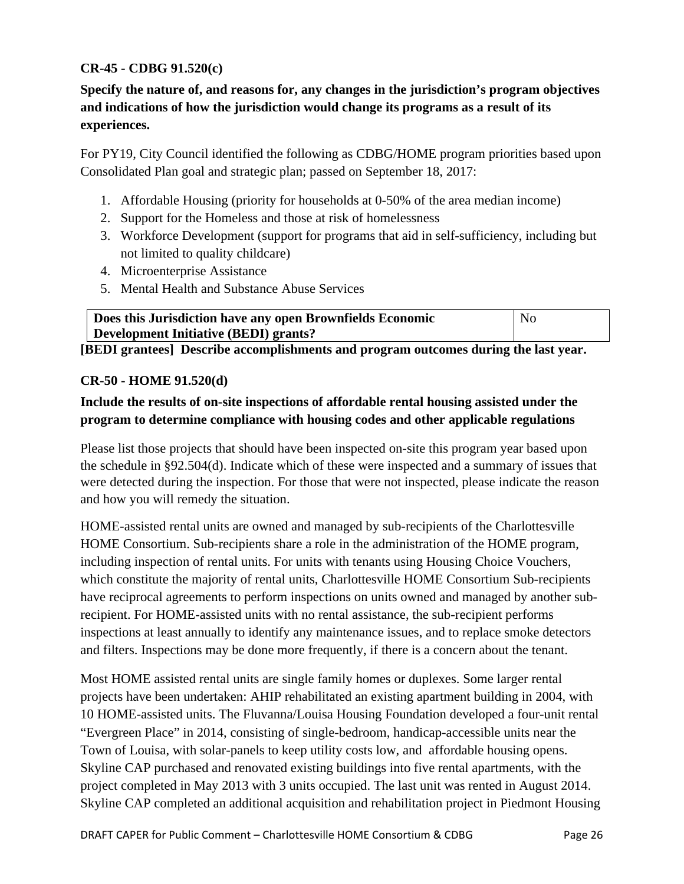**CR-45 - CDBG 91.520(c)**

**Specify the nature of, and reasons for, any changes in the jurisdiction's program objectives and indications of how the jurisdiction would change its programs as a result of its experiences.**

For PY19, City Council identified the following as CDBG/HOME program priorities based upon Consolidated Plan goal and strategic plan; passed on September 18, 2017:

1. Affordable Housing (priority for households at 0-50% of the area median income)
2. Support for the Homeless and those at risk of homelessness
3. Workforce Development (support for programs that aid in self-sufficiency, including but not limited to quality childcare)
4. Microenterprise Assistance
5. Mental Health and Substance Abuse Services

| **Does this Jurisdiction have any open Brownfields Economic Development Initiative (BEDI) grants?** | No |
|---|---|

**[BEDI grantees] Describe accomplishments and program outcomes during the last year.**

**CR-50 - HOME 91.520(d)**

**Include the results of on-site inspections of affordable rental housing assisted under the program to determine compliance with housing codes and other applicable regulations**

Please list those projects that should have been inspected on-site this program year based upon the schedule in §92.504(d). Indicate which of these were inspected and a summary of issues that were detected during the inspection. For those that were not inspected, please indicate the reason and how you will remedy the situation.

HOME-assisted rental units are owned and managed by sub-recipients of the Charlottesville HOME Consortium. Sub-recipients share a role in the administration of the HOME program, including inspection of rental units. For units with tenants using Housing Choice Vouchers, which constitute the majority of rental units, Charlottesville HOME Consortium Sub-recipients have reciprocal agreements to perform inspections on units owned and managed by another sub-recipient. For HOME-assisted units with no rental assistance, the sub-recipient performs inspections at least annually to identify any maintenance issues, and to replace smoke detectors and filters. Inspections may be done more frequently, if there is a concern about the tenant.

Most HOME assisted rental units are single family homes or duplexes. Some larger rental projects have been undertaken: AHIP rehabilitated an existing apartment building in 2004, with 10 HOME-assisted units. The Fluvanna/Louisa Housing Foundation developed a four-unit rental "Evergreen Place" in 2014, consisting of single-bedroom, handicap-accessible units near the Town of Louisa, with solar-panels to keep utility costs low, and affordable housing opens. Skyline CAP purchased and renovated existing buildings into five rental apartments, with the project completed in May 2013 with 3 units occupied. The last unit was rented in August 2014. Skyline CAP completed an additional acquisition and rehabilitation project in Piedmont Housing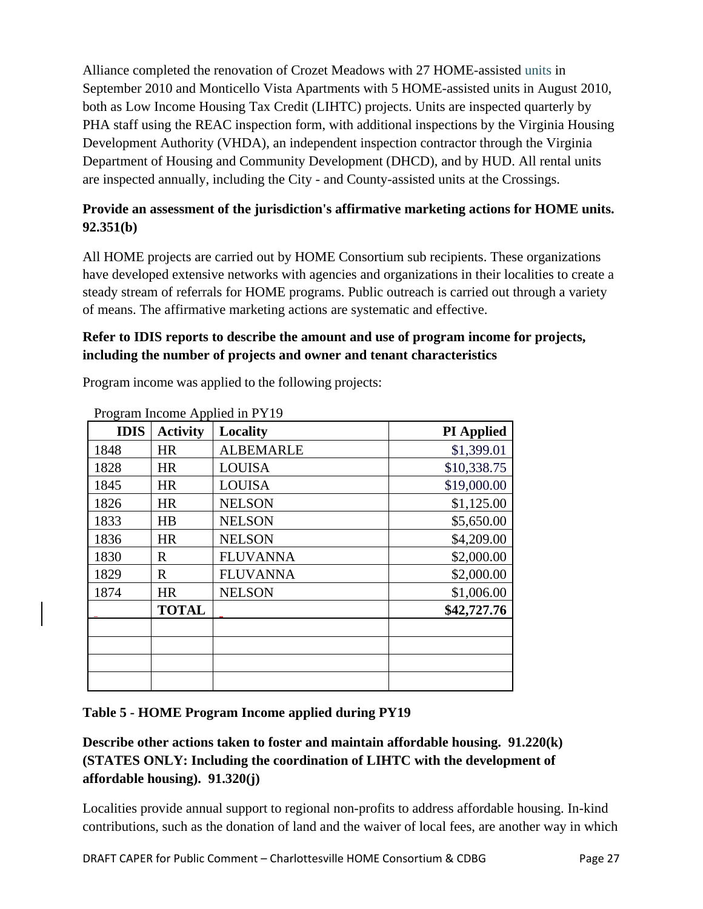Alliance completed the renovation of Crozet Meadows with 27 HOME-assisted units in September 2010 and Monticello Vista Apartments with 5 HOME-assisted units in August 2010, both as Low Income Housing Tax Credit (LIHTC) projects. Units are inspected quarterly by PHA staff using the REAC inspection form, with additional inspections by the Virginia Housing Development Authority (VHDA), an independent inspection contractor through the Virginia Department of Housing and Community Development (DHCD), and by HUD. All rental units are inspected annually, including the City - and County-assisted units at the Crossings.

**Provide an assessment of the jurisdiction's affirmative marketing actions for HOME units. 92.351(b)**

All HOME projects are carried out by HOME Consortium sub recipients. These organizations have developed extensive networks with agencies and organizations in their localities to create a steady stream of referrals for HOME programs. Public outreach is carried out through a variety of means. The affirmative marketing actions are systematic and effective.

**Refer to IDIS reports to describe the amount and use of program income for projects, including the number of projects and owner and tenant characteristics**

Program income was applied to the following projects:

Program Income Applied in PY19

| IDIS | Activity | Locality | PI Applied |
|---|---|---|---|
| 1848 | HR | ALBEMARLE | $1,399.01 |
| 1828 | HR | LOUISA | $10,338.75 |
| 1845 | HR | LOUISA | $19,000.00 |
| 1826 | HR | NELSON | $1,125.00 |
| 1833 | HB | NELSON | $5,650.00 |
| 1836 | HR | NELSON | $4,209.00 |
| 1830 | R | FLUVANNA | $2,000.00 |
| 1829 | R | FLUVANNA | $2,000.00 |
| 1874 | HR | NELSON | $1,006.00 |
| | **TOTAL** | | **$42,727.76** |
| | | | |
| | | | |
| | | | |
| | | | |

**Table 5 - HOME Program Income applied during PY19**

**Describe other actions taken to foster and maintain affordable housing. 91.220(k) (STATES ONLY: Including the coordination of LIHTC with the development of affordable housing). 91.320(j)**

Localities provide annual support to regional non-profits to address affordable housing. In-kind contributions, such as the donation of land and the waiver of local fees, are another way in which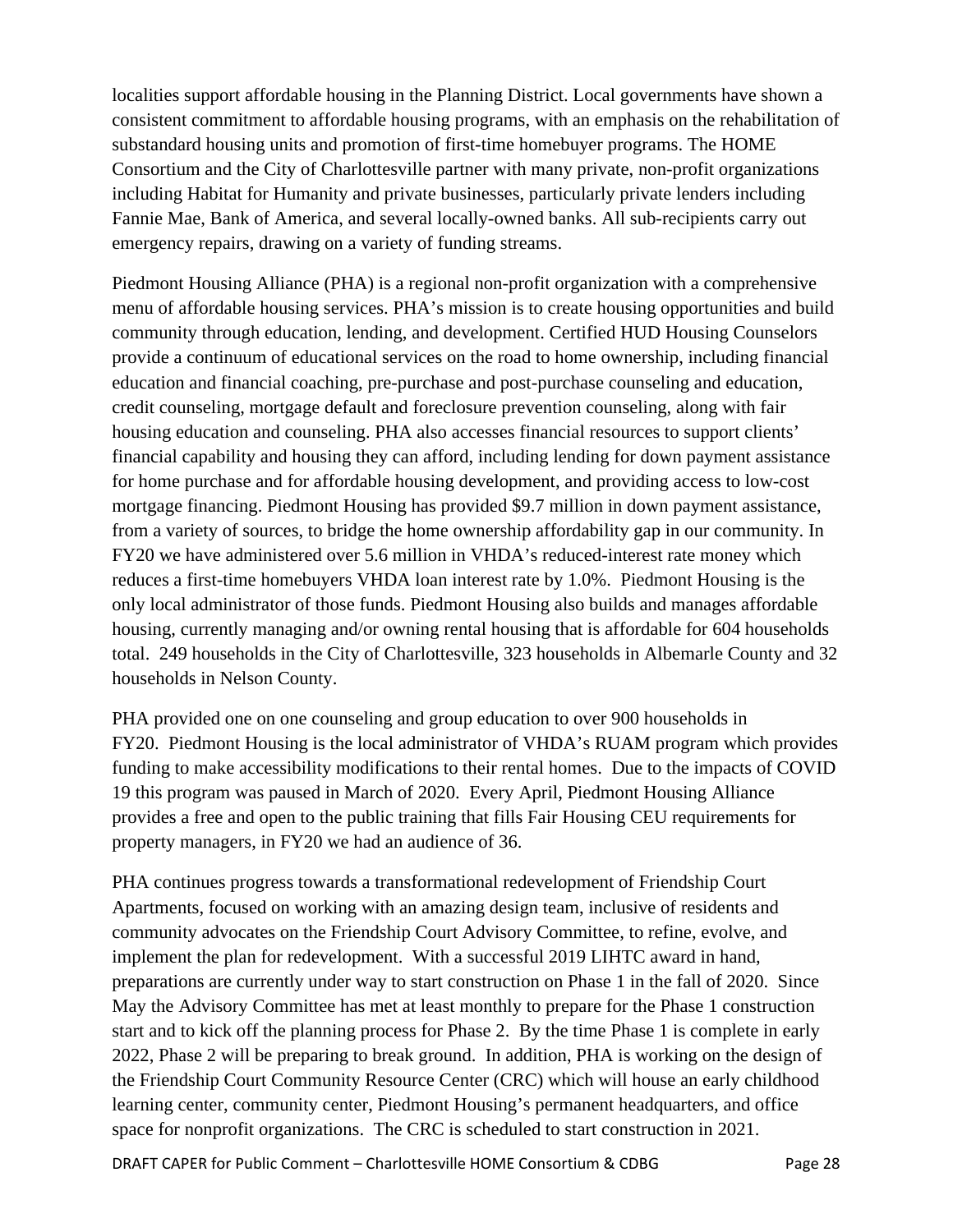localities support affordable housing in the Planning District. Local governments have shown a consistent commitment to affordable housing programs, with an emphasis on the rehabilitation of substandard housing units and promotion of first-time homebuyer programs. The HOME Consortium and the City of Charlottesville partner with many private, non-profit organizations including Habitat for Humanity and private businesses, particularly private lenders including Fannie Mae, Bank of America, and several locally-owned banks. All sub-recipients carry out emergency repairs, drawing on a variety of funding streams.

Piedmont Housing Alliance (PHA) is a regional non-profit organization with a comprehensive menu of affordable housing services. PHA's mission is to create housing opportunities and build community through education, lending, and development. Certified HUD Housing Counselors provide a continuum of educational services on the road to home ownership, including financial education and financial coaching, pre-purchase and post-purchase counseling and education, credit counseling, mortgage default and foreclosure prevention counseling, along with fair housing education and counseling. PHA also accesses financial resources to support clients' financial capability and housing they can afford, including lending for down payment assistance for home purchase and for affordable housing development, and providing access to low-cost mortgage financing. Piedmont Housing has provided $9.7 million in down payment assistance, from a variety of sources, to bridge the home ownership affordability gap in our community. In FY20 we have administered over 5.6 million in VHDA's reduced-interest rate money which reduces a first-time homebuyers VHDA loan interest rate by 1.0%. Piedmont Housing is the only local administrator of those funds. Piedmont Housing also builds and manages affordable housing, currently managing and/or owning rental housing that is affordable for 604 households total. 249 households in the City of Charlottesville, 323 households in Albemarle County and 32 households in Nelson County.

PHA provided one on one counseling and group education to over 900 households in FY20. Piedmont Housing is the local administrator of VHDA's RUAM program which provides funding to make accessibility modifications to their rental homes. Due to the impacts of COVID 19 this program was paused in March of 2020. Every April, Piedmont Housing Alliance provides a free and open to the public training that fills Fair Housing CEU requirements for property managers, in FY20 we had an audience of 36.

PHA continues progress towards a transformational redevelopment of Friendship Court Apartments, focused on working with an amazing design team, inclusive of residents and community advocates on the Friendship Court Advisory Committee, to refine, evolve, and implement the plan for redevelopment. With a successful 2019 LIHTC award in hand, preparations are currently under way to start construction on Phase 1 in the fall of 2020. Since May the Advisory Committee has met at least monthly to prepare for the Phase 1 construction start and to kick off the planning process for Phase 2. By the time Phase 1 is complete in early 2022, Phase 2 will be preparing to break ground. In addition, PHA is working on the design of the Friendship Court Community Resource Center (CRC) which will house an early childhood learning center, community center, Piedmont Housing's permanent headquarters, and office space for nonprofit organizations. The CRC is scheduled to start construction in 2021.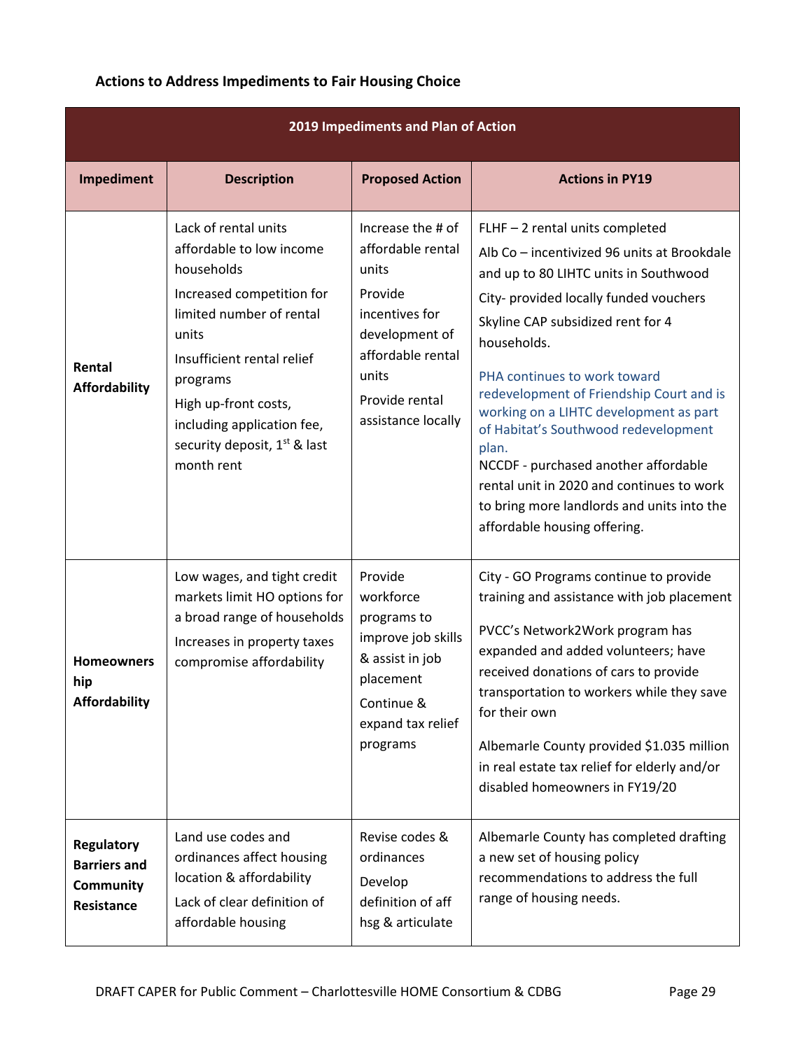### Actions to Address Impediments to Fair Housing Choice

| 2019 Impediments and Plan of Action | | | |
|---|---|---|---|
| **Impediment** | **Description** | **Proposed Action** | **Actions in PY19** |
| **Rental Affordability** | Lack of rental units affordable to low income households<br>Increased competition for limited number of rental units<br>Insufficient rental relief programs<br>High up-front costs, including application fee, security deposit, 1st & last month rent | Increase the # of affordable rental units<br>Provide incentives for development of affordable rental units<br>Provide rental assistance locally | FLHF – 2 rental units completed<br>Alb Co – incentivized 96 units at Brookdale and up to 80 LIHTC units in Southwood<br>City- provided locally funded vouchers<br>Skyline CAP subsidized rent for 4 households.<br>PHA continues to work toward redevelopment of Friendship Court and is working on a LIHTC development as part of Habitat's Southwood redevelopment plan.<br>NCCDF - purchased another affordable rental unit in 2020 and continues to work to bring more landlords and units into the affordable housing offering. |
| **Homeownership Affordability** | Low wages, and tight credit markets limit HO options for a broad range of households<br>Increases in property taxes compromise affordability | Provide workforce programs to improve job skills & assist in job placement<br>Continue & expand tax relief programs | City - GO Programs continue to provide training and assistance with job placement<br>PVCC's Network2Work program has expanded and added volunteers; have received donations of cars to provide transportation to workers while they save for their own<br>Albemarle County provided $1.035 million in real estate tax relief for elderly and/or disabled homeowners in FY19/20 |
| **Regulatory Barriers and Community Resistance** | Land use codes and ordinances affect housing location & affordability<br>Lack of clear definition of affordable housing | Revise codes & ordinances<br>Develop definition of aff hsg & articulate | Albemarle County has completed drafting a new set of housing policy recommendations to address the full range of housing needs. |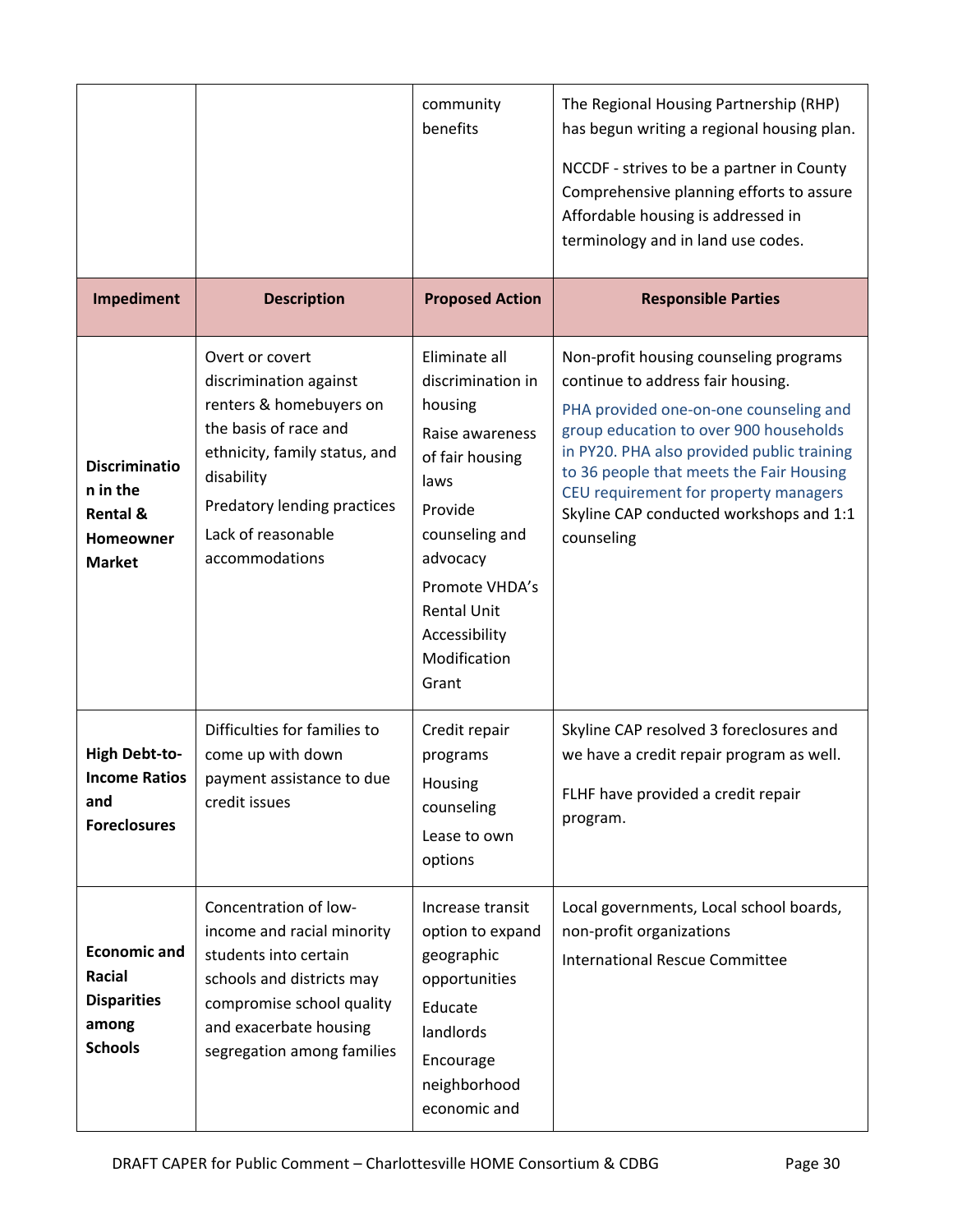| | | community benefits | The Regional Housing Partnership (RHP) has begun writing a regional housing plan.<br><br>NCCDF - strives to be a partner in County Comprehensive planning efforts to assure Affordable housing is addressed in terminology and in land use codes. |
|---|---|---|---|
| **Impediment** | **Description** | **Proposed Action** | **Responsible Parties** |
| **Discrimination in the Rental & Homeowner Market** | Overt or covert discrimination against renters & homebuyers on the basis of race and ethnicity, family status, and disability<br><br>Predatory lending practices<br><br>Lack of reasonable accommodations | Eliminate all discrimination in housing<br><br>Raise awareness of fair housing laws<br><br>Provide counseling and advocacy<br><br>Promote VHDA's Rental Unit Accessibility Modification Grant | Non-profit housing counseling programs continue to address fair housing.<br><br>PHA provided one-on-one counseling and group education to over 900 households in PY20. PHA also provided public training to 36 people that meets the Fair Housing CEU requirement for property managers<br><br>Skyline CAP conducted workshops and 1:1 counseling |
| **High Debt-to-Income Ratios and Foreclosures** | Difficulties for families to come up with down payment assistance to due credit issues | Credit repair programs<br><br>Housing counseling<br><br>Lease to own options | Skyline CAP resolved 3 foreclosures and we have a credit repair program as well.<br><br>FLHF have provided a credit repair program. |
| **Economic and Racial Disparities among Schools** | Concentration of low-income and racial minority students into certain schools and districts may compromise school quality and exacerbate housing segregation among families | Increase transit option to expand geographic opportunities<br><br>Educate landlords<br><br>Encourage neighborhood economic and | Local governments, Local school boards, non-profit organizations<br><br>International Rescue Committee |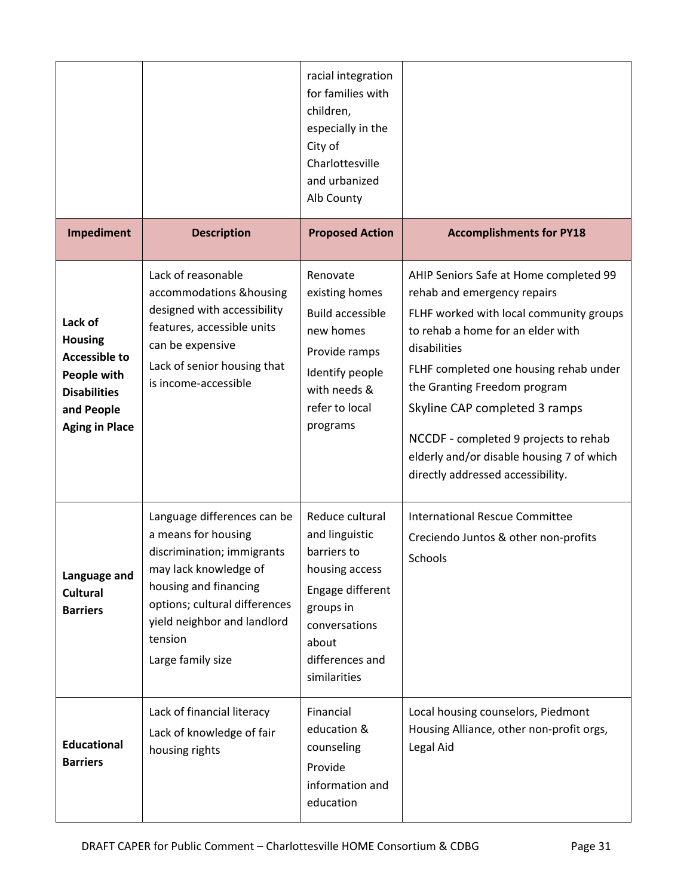| | | racial integration for families with children, especially in the City of Charlottesville and urbanized Alb County | |
|---|---|---|---|
| **Impediment** | **Description** | **Proposed Action** | **Accomplishments for PY18** |
| **Lack of Housing Accessible to People with Disabilities and People Aging in Place** | Lack of reasonable accommodations &housing designed with accessibility features, accessible units can be expensive<br>Lack of senior housing that is income-accessible | Renovate existing homes<br>Build accessible new homes<br>Provide ramps<br>Identify people with needs & refer to local programs | AHIP Seniors Safe at Home completed 99 rehab and emergency repairs<br>FLHF worked with local community groups to rehab a home for an elder with disabilities<br>FLHF completed one housing rehab under the Granting Freedom program<br>Skyline CAP completed 3 ramps<br>NCCDF - completed 9 projects to rehab elderly and/or disable housing 7 of which directly addressed accessibility. |
| **Language and Cultural Barriers** | Language differences can be a means for housing discrimination; immigrants may lack knowledge of housing and financing options; cultural differences yield neighbor and landlord tension<br>Large family size | Reduce cultural and linguistic barriers to housing access<br>Engage different groups in conversations about differences and similarities | International Rescue Committee<br>Creciendo Juntos & other non-profits<br>Schools |
| **Educational Barriers** | Lack of financial literacy<br>Lack of knowledge of fair housing rights | Financial education & counseling<br>Provide information and education | Local housing counselors, Piedmont Housing Alliance, other non-profit orgs, Legal Aid |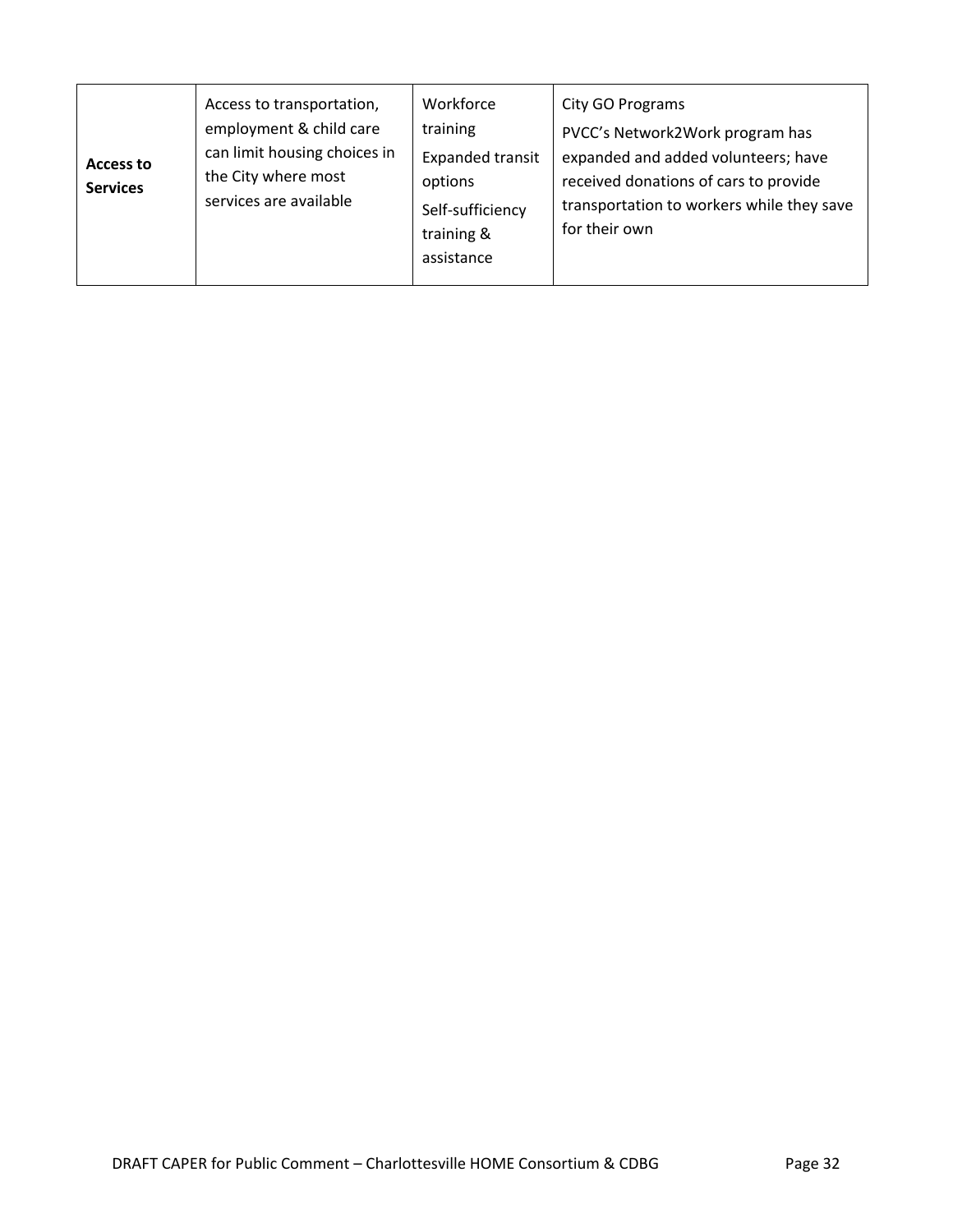| | | | |
|---|---|---|---|
| **Access to Services** | Access to transportation, employment & child care can limit housing choices in the City where most services are available | Workforce training<br>Expanded transit options<br>Self-sufficiency training & assistance | City GO Programs<br>PVCC's Network2Work program has expanded and added volunteers; have received donations of cars to provide transportation to workers while they save for their own |